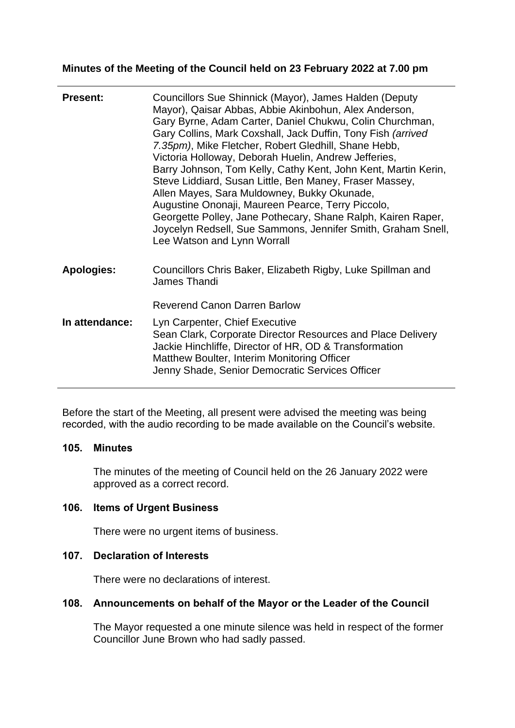**Minutes of the Meeting of the Council held on 23 February 2022 at 7.00 pm**

| | |
|---|---|
| **Present:** | Councillors Sue Shinnick (Mayor), James Halden (Deputy Mayor), Qaisar Abbas, Abbie Akinbohun, Alex Anderson, Gary Byrne, Adam Carter, Daniel Chukwu, Colin Churchman, Gary Collins, Mark Coxshall, Jack Duffin, Tony Fish *(arrived 7.35pm)*, Mike Fletcher, Robert Gledhill, Shane Hebb, Victoria Holloway, Deborah Huelin, Andrew Jefferies, Barry Johnson, Tom Kelly, Cathy Kent, John Kent, Martin Kerin, Steve Liddiard, Susan Little, Ben Maney, Fraser Massey, Allen Mayes, Sara Muldowney, Bukky Okunade, Augustine Ononaji, Maureen Pearce, Terry Piccolo, Georgette Polley, Jane Pothecary, Shane Ralph, Kairen Raper, Joycelyn Redsell, Sue Sammons, Jennifer Smith, Graham Snell, Lee Watson and Lynn Worrall |
| **Apologies:** | Councillors Chris Baker, Elizabeth Rigby, Luke Spillman and James Thandi<br><br>Reverend Canon Darren Barlow |
| **In attendance:** | Lyn Carpenter, Chief Executive<br>Sean Clark, Corporate Director Resources and Place Delivery<br>Jackie Hinchliffe, Director of HR, OD & Transformation<br>Matthew Boulter, Interim Monitoring Officer<br>Jenny Shade, Senior Democratic Services Officer |

Before the start of the Meeting, all present were advised the meeting was being recorded, with the audio recording to be made available on the Council's website.

### 105. Minutes

The minutes of the meeting of Council held on the 26 January 2022 were approved as a correct record.

### 106. Items of Urgent Business

There were no urgent items of business.

### 107. Declaration of Interests

There were no declarations of interest.

### 108. Announcements on behalf of the Mayor or the Leader of the Council

The Mayor requested a one minute silence was held in respect of the former Councillor June Brown who had sadly passed.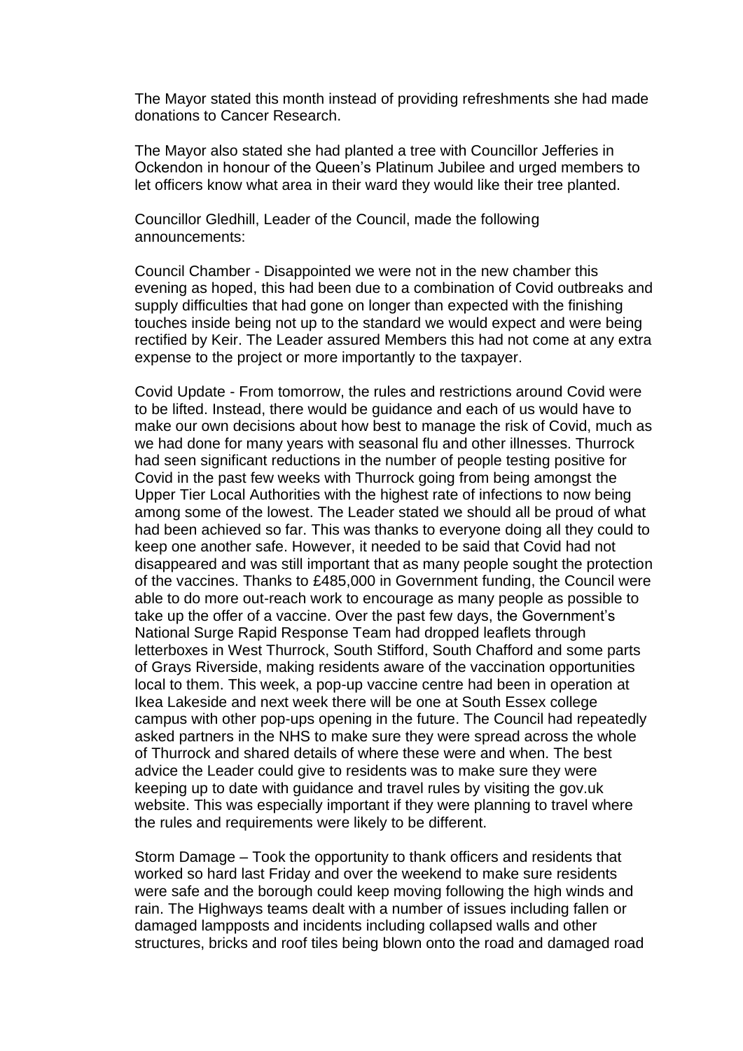The Mayor stated this month instead of providing refreshments she had made donations to Cancer Research.

The Mayor also stated she had planted a tree with Councillor Jefferies in Ockendon in honour of the Queen's Platinum Jubilee and urged members to let officers know what area in their ward they would like their tree planted.

Councillor Gledhill, Leader of the Council, made the following announcements:

Council Chamber - Disappointed we were not in the new chamber this evening as hoped, this had been due to a combination of Covid outbreaks and supply difficulties that had gone on longer than expected with the finishing touches inside being not up to the standard we would expect and were being rectified by Keir. The Leader assured Members this had not come at any extra expense to the project or more importantly to the taxpayer.

Covid Update - From tomorrow, the rules and restrictions around Covid were to be lifted. Instead, there would be guidance and each of us would have to make our own decisions about how best to manage the risk of Covid, much as we had done for many years with seasonal flu and other illnesses. Thurrock had seen significant reductions in the number of people testing positive for Covid in the past few weeks with Thurrock going from being amongst the Upper Tier Local Authorities with the highest rate of infections to now being among some of the lowest. The Leader stated we should all be proud of what had been achieved so far. This was thanks to everyone doing all they could to keep one another safe. However, it needed to be said that Covid had not disappeared and was still important that as many people sought the protection of the vaccines. Thanks to £485,000 in Government funding, the Council were able to do more out-reach work to encourage as many people as possible to take up the offer of a vaccine. Over the past few days, the Government's National Surge Rapid Response Team had dropped leaflets through letterboxes in West Thurrock, South Stifford, South Chafford and some parts of Grays Riverside, making residents aware of the vaccination opportunities local to them. This week, a pop-up vaccine centre had been in operation at Ikea Lakeside and next week there will be one at South Essex college campus with other pop-ups opening in the future. The Council had repeatedly asked partners in the NHS to make sure they were spread across the whole of Thurrock and shared details of where these were and when. The best advice the Leader could give to residents was to make sure they were keeping up to date with guidance and travel rules by visiting the gov.uk website. This was especially important if they were planning to travel where the rules and requirements were likely to be different.

Storm Damage – Took the opportunity to thank officers and residents that worked so hard last Friday and over the weekend to make sure residents were safe and the borough could keep moving following the high winds and rain. The Highways teams dealt with a number of issues including fallen or damaged lampposts and incidents including collapsed walls and other structures, bricks and roof tiles being blown onto the road and damaged road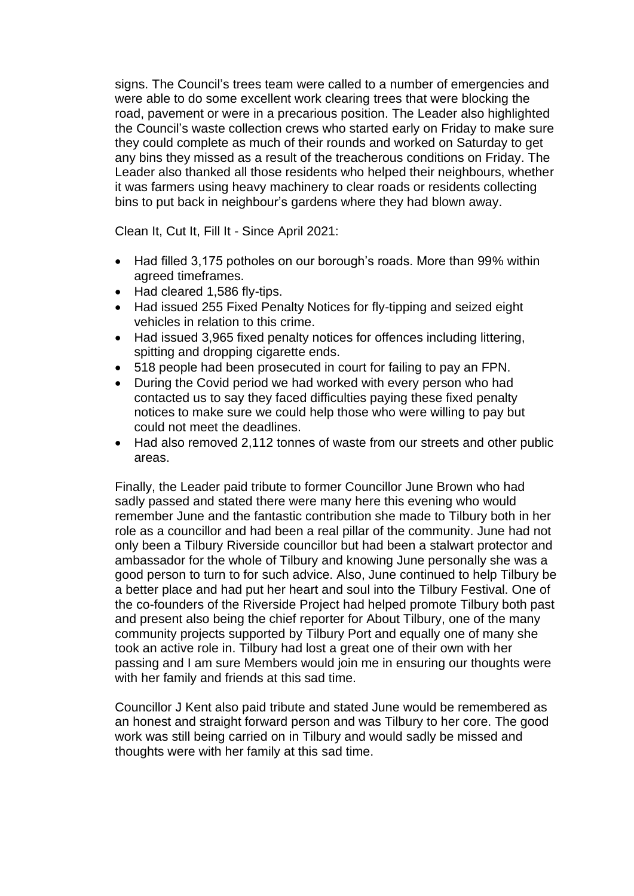signs. The Council's trees team were called to a number of emergencies and were able to do some excellent work clearing trees that were blocking the road, pavement or were in a precarious position. The Leader also highlighted the Council's waste collection crews who started early on Friday to make sure they could complete as much of their rounds and worked on Saturday to get any bins they missed as a result of the treacherous conditions on Friday. The Leader also thanked all those residents who helped their neighbours, whether it was farmers using heavy machinery to clear roads or residents collecting bins to put back in neighbour's gardens where they had blown away.

Clean It, Cut It, Fill It - Since April 2021:

- Had filled 3,175 potholes on our borough's roads. More than 99% within agreed timeframes.
- Had cleared 1,586 fly-tips.
- Had issued 255 Fixed Penalty Notices for fly-tipping and seized eight vehicles in relation to this crime.
- Had issued 3,965 fixed penalty notices for offences including littering, spitting and dropping cigarette ends.
- 518 people had been prosecuted in court for failing to pay an FPN.
- During the Covid period we had worked with every person who had contacted us to say they faced difficulties paying these fixed penalty notices to make sure we could help those who were willing to pay but could not meet the deadlines.
- Had also removed 2,112 tonnes of waste from our streets and other public areas.

Finally, the Leader paid tribute to former Councillor June Brown who had sadly passed and stated there were many here this evening who would remember June and the fantastic contribution she made to Tilbury both in her role as a councillor and had been a real pillar of the community. June had not only been a Tilbury Riverside councillor but had been a stalwart protector and ambassador for the whole of Tilbury and knowing June personally she was a good person to turn to for such advice. Also, June continued to help Tilbury be a better place and had put her heart and soul into the Tilbury Festival. One of the co-founders of the Riverside Project had helped promote Tilbury both past and present also being the chief reporter for About Tilbury, one of the many community projects supported by Tilbury Port and equally one of many she took an active role in. Tilbury had lost a great one of their own with her passing and I am sure Members would join me in ensuring our thoughts were with her family and friends at this sad time.

Councillor J Kent also paid tribute and stated June would be remembered as an honest and straight forward person and was Tilbury to her core. The good work was still being carried on in Tilbury and would sadly be missed and thoughts were with her family at this sad time.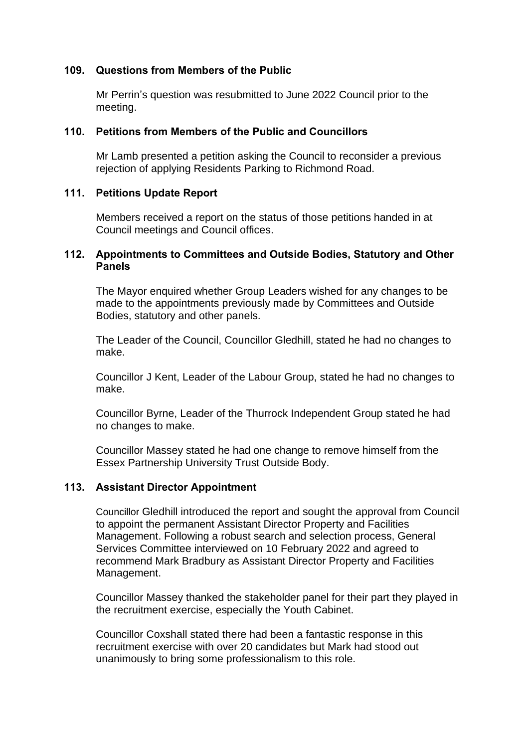## 109. Questions from Members of the Public

Mr Perrin's question was resubmitted to June 2022 Council prior to the meeting.

## 110. Petitions from Members of the Public and Councillors

Mr Lamb presented a petition asking the Council to reconsider a previous rejection of applying Residents Parking to Richmond Road.

## 111. Petitions Update Report

Members received a report on the status of those petitions handed in at Council meetings and Council offices.

## 112. Appointments to Committees and Outside Bodies, Statutory and Other Panels

The Mayor enquired whether Group Leaders wished for any changes to be made to the appointments previously made by Committees and Outside Bodies, statutory and other panels.

The Leader of the Council, Councillor Gledhill, stated he had no changes to make.

Councillor J Kent, Leader of the Labour Group, stated he had no changes to make.

Councillor Byrne, Leader of the Thurrock Independent Group stated he had no changes to make.

Councillor Massey stated he had one change to remove himself from the Essex Partnership University Trust Outside Body.

## 113. Assistant Director Appointment

Councillor Gledhill introduced the report and sought the approval from Council to appoint the permanent Assistant Director Property and Facilities Management. Following a robust search and selection process, General Services Committee interviewed on 10 February 2022 and agreed to recommend Mark Bradbury as Assistant Director Property and Facilities Management.

Councillor Massey thanked the stakeholder panel for their part they played in the recruitment exercise, especially the Youth Cabinet.

Councillor Coxshall stated there had been a fantastic response in this recruitment exercise with over 20 candidates but Mark had stood out unanimously to bring some professionalism to this role.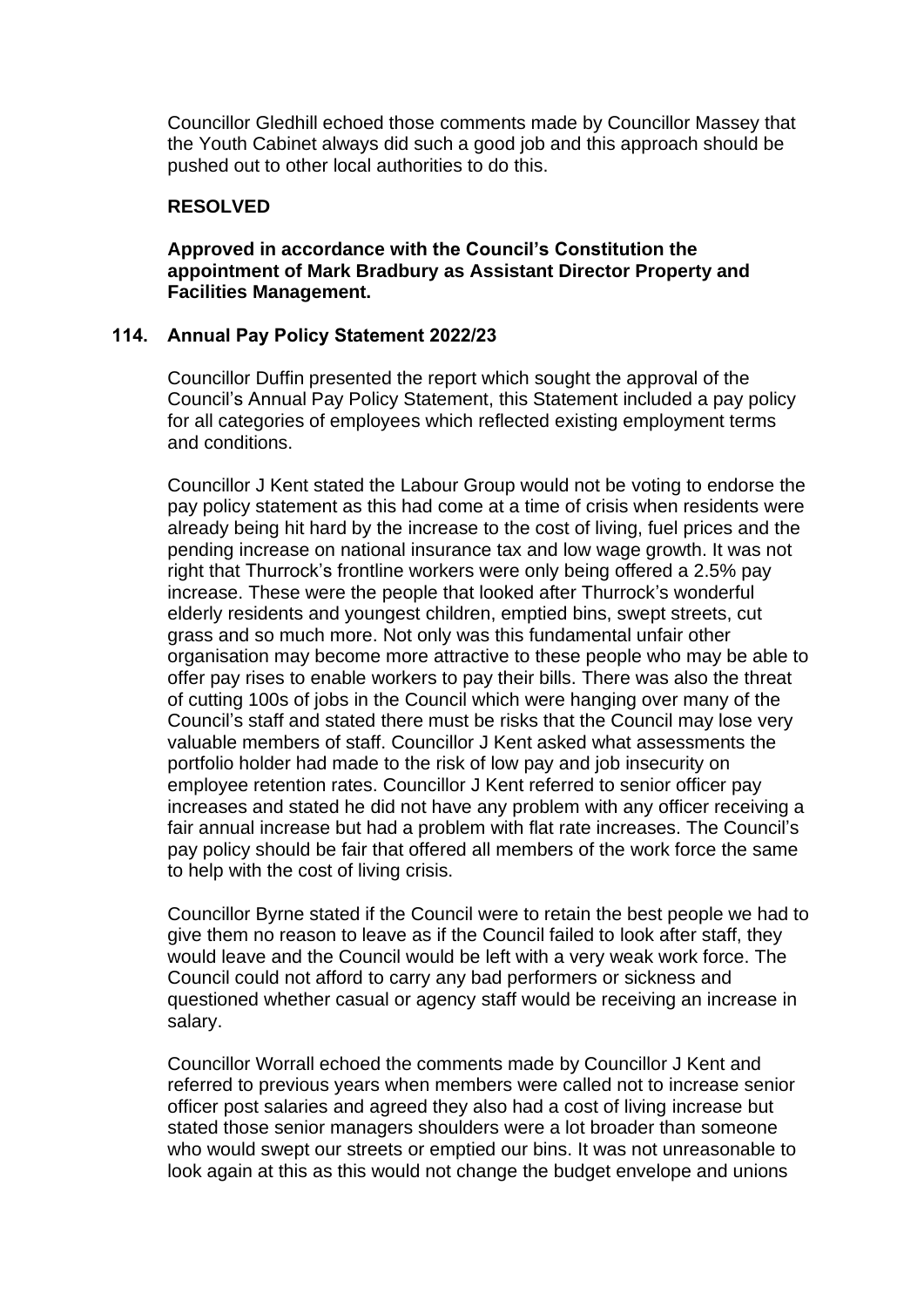Councillor Gledhill echoed those comments made by Councillor Massey that the Youth Cabinet always did such a good job and this approach should be pushed out to other local authorities to do this.

**RESOLVED**

**Approved in accordance with the Council's Constitution the appointment of Mark Bradbury as Assistant Director Property and Facilities Management.**

## 114. Annual Pay Policy Statement 2022/23

Councillor Duffin presented the report which sought the approval of the Council's Annual Pay Policy Statement, this Statement included a pay policy for all categories of employees which reflected existing employment terms and conditions.

Councillor J Kent stated the Labour Group would not be voting to endorse the pay policy statement as this had come at a time of crisis when residents were already being hit hard by the increase to the cost of living, fuel prices and the pending increase on national insurance tax and low wage growth. It was not right that Thurrock's frontline workers were only being offered a 2.5% pay increase. These were the people that looked after Thurrock's wonderful elderly residents and youngest children, emptied bins, swept streets, cut grass and so much more. Not only was this fundamental unfair other organisation may become more attractive to these people who may be able to offer pay rises to enable workers to pay their bills. There was also the threat of cutting 100s of jobs in the Council which were hanging over many of the Council's staff and stated there must be risks that the Council may lose very valuable members of staff. Councillor J Kent asked what assessments the portfolio holder had made to the risk of low pay and job insecurity on employee retention rates. Councillor J Kent referred to senior officer pay increases and stated he did not have any problem with any officer receiving a fair annual increase but had a problem with flat rate increases. The Council's pay policy should be fair that offered all members of the work force the same to help with the cost of living crisis.

Councillor Byrne stated if the Council were to retain the best people we had to give them no reason to leave as if the Council failed to look after staff, they would leave and the Council would be left with a very weak work force. The Council could not afford to carry any bad performers or sickness and questioned whether casual or agency staff would be receiving an increase in salary.

Councillor Worrall echoed the comments made by Councillor J Kent and referred to previous years when members were called not to increase senior officer post salaries and agreed they also had a cost of living increase but stated those senior managers shoulders were a lot broader than someone who would swept our streets or emptied our bins. It was not unreasonable to look again at this as this would not change the budget envelope and unions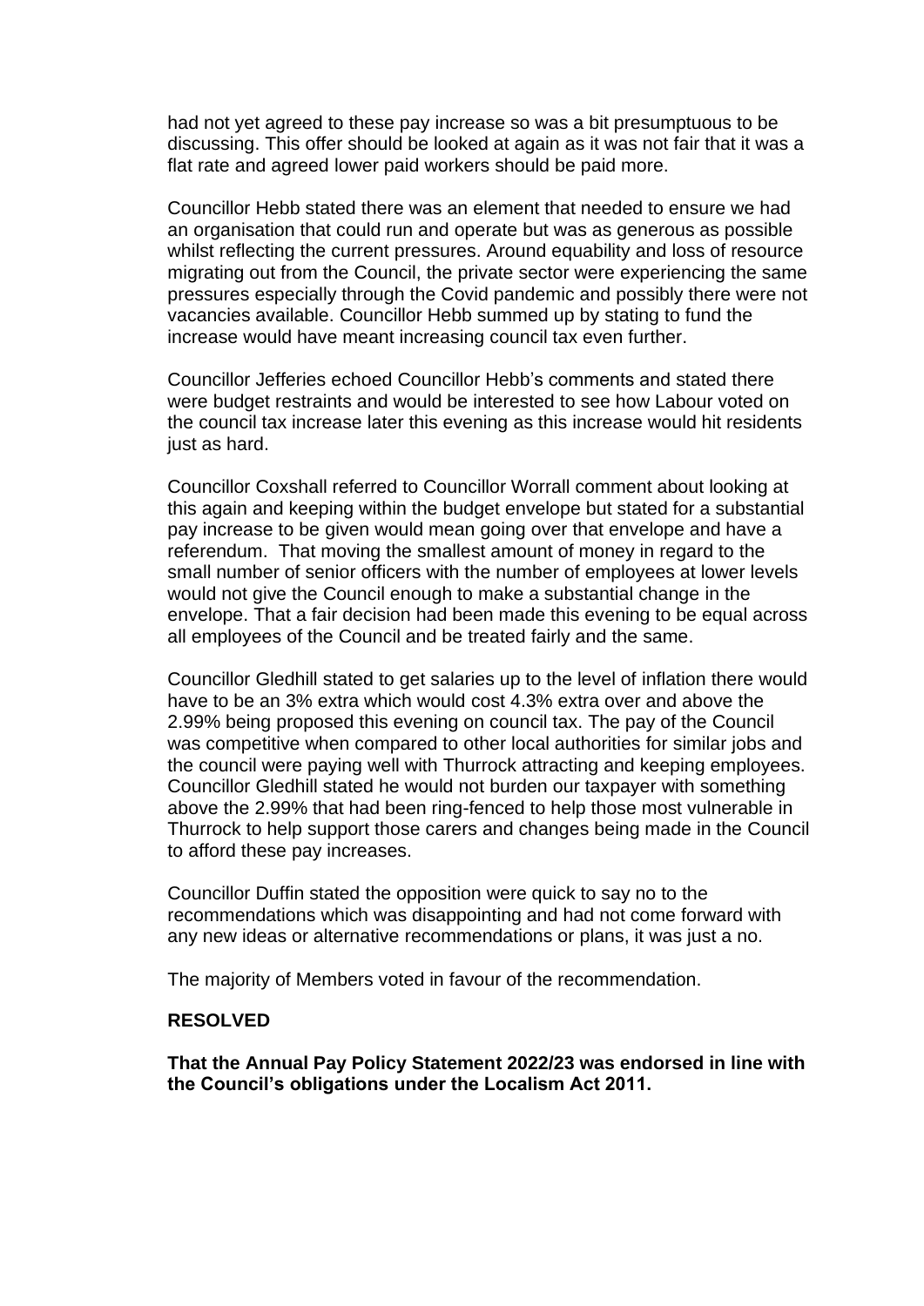had not yet agreed to these pay increase so was a bit presumptuous to be discussing. This offer should be looked at again as it was not fair that it was a flat rate and agreed lower paid workers should be paid more.

Councillor Hebb stated there was an element that needed to ensure we had an organisation that could run and operate but was as generous as possible whilst reflecting the current pressures. Around equability and loss of resource migrating out from the Council, the private sector were experiencing the same pressures especially through the Covid pandemic and possibly there were not vacancies available. Councillor Hebb summed up by stating to fund the increase would have meant increasing council tax even further.

Councillor Jefferies echoed Councillor Hebb's comments and stated there were budget restraints and would be interested to see how Labour voted on the council tax increase later this evening as this increase would hit residents just as hard.

Councillor Coxshall referred to Councillor Worrall comment about looking at this again and keeping within the budget envelope but stated for a substantial pay increase to be given would mean going over that envelope and have a referendum. That moving the smallest amount of money in regard to the small number of senior officers with the number of employees at lower levels would not give the Council enough to make a substantial change in the envelope. That a fair decision had been made this evening to be equal across all employees of the Council and be treated fairly and the same.

Councillor Gledhill stated to get salaries up to the level of inflation there would have to be an 3% extra which would cost 4.3% extra over and above the 2.99% being proposed this evening on council tax. The pay of the Council was competitive when compared to other local authorities for similar jobs and the council were paying well with Thurrock attracting and keeping employees. Councillor Gledhill stated he would not burden our taxpayer with something above the 2.99% that had been ring-fenced to help those most vulnerable in Thurrock to help support those carers and changes being made in the Council to afford these pay increases.

Councillor Duffin stated the opposition were quick to say no to the recommendations which was disappointing and had not come forward with any new ideas or alternative recommendations or plans, it was just a no.

The majority of Members voted in favour of the recommendation.

**RESOLVED**

**That the Annual Pay Policy Statement 2022/23 was endorsed in line with the Council's obligations under the Localism Act 2011.**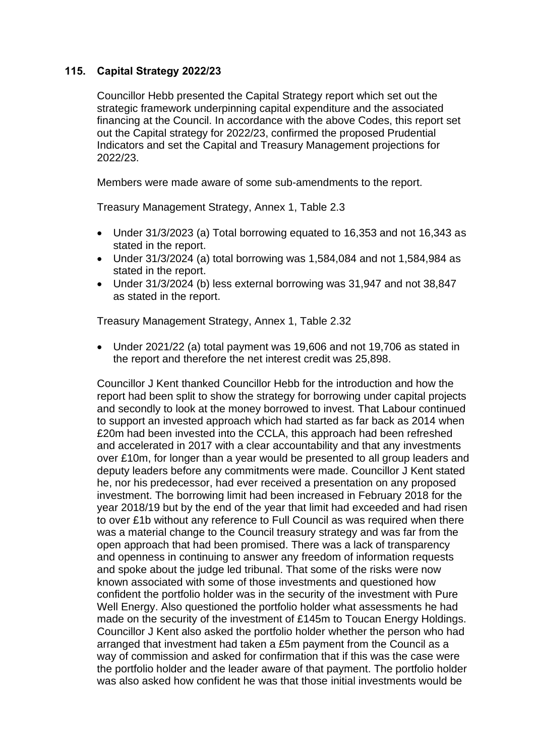## 115. Capital Strategy 2022/23

Councillor Hebb presented the Capital Strategy report which set out the strategic framework underpinning capital expenditure and the associated financing at the Council. In accordance with the above Codes, this report set out the Capital strategy for 2022/23, confirmed the proposed Prudential Indicators and set the Capital and Treasury Management projections for 2022/23.

Members were made aware of some sub-amendments to the report.

Treasury Management Strategy, Annex 1, Table 2.3

- Under 31/3/2023 (a) Total borrowing equated to 16,353 and not 16,343 as stated in the report.
- Under 31/3/2024 (a) total borrowing was 1,584,084 and not 1,584,984 as stated in the report.
- Under 31/3/2024 (b) less external borrowing was 31,947 and not 38,847 as stated in the report.

Treasury Management Strategy, Annex 1, Table 2.32

- Under 2021/22 (a) total payment was 19,606 and not 19,706 as stated in the report and therefore the net interest credit was 25,898.

Councillor J Kent thanked Councillor Hebb for the introduction and how the report had been split to show the strategy for borrowing under capital projects and secondly to look at the money borrowed to invest. That Labour continued to support an invested approach which had started as far back as 2014 when £20m had been invested into the CCLA, this approach had been refreshed and accelerated in 2017 with a clear accountability and that any investments over £10m, for longer than a year would be presented to all group leaders and deputy leaders before any commitments were made. Councillor J Kent stated he, nor his predecessor, had ever received a presentation on any proposed investment. The borrowing limit had been increased in February 2018 for the year 2018/19 but by the end of the year that limit had exceeded and had risen to over £1b without any reference to Full Council as was required when there was a material change to the Council treasury strategy and was far from the open approach that had been promised. There was a lack of transparency and openness in continuing to answer any freedom of information requests and spoke about the judge led tribunal. That some of the risks were now known associated with some of those investments and questioned how confident the portfolio holder was in the security of the investment with Pure Well Energy. Also questioned the portfolio holder what assessments he had made on the security of the investment of £145m to Toucan Energy Holdings. Councillor J Kent also asked the portfolio holder whether the person who had arranged that investment had taken a £5m payment from the Council as a way of commission and asked for confirmation that if this was the case were the portfolio holder and the leader aware of that payment. The portfolio holder was also asked how confident he was that those initial investments would be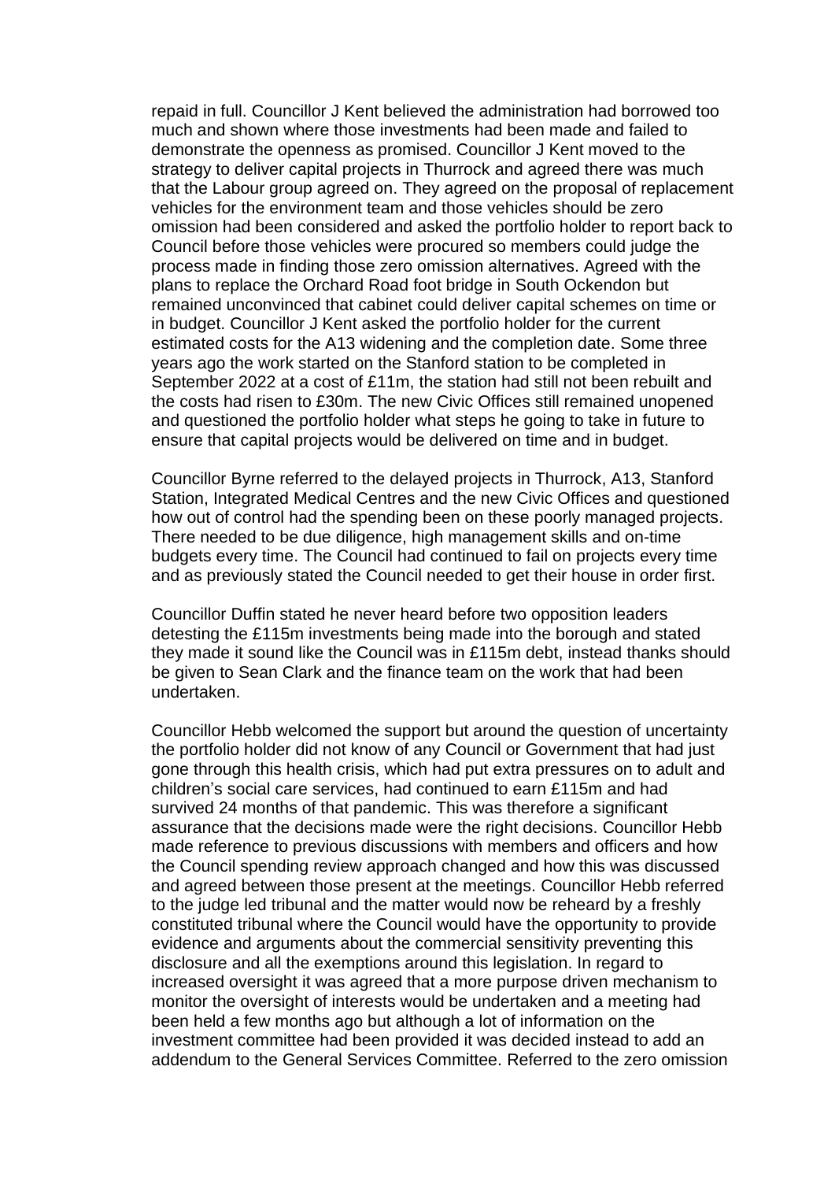repaid in full. Councillor J Kent believed the administration had borrowed too much and shown where those investments had been made and failed to demonstrate the openness as promised. Councillor J Kent moved to the strategy to deliver capital projects in Thurrock and agreed there was much that the Labour group agreed on. They agreed on the proposal of replacement vehicles for the environment team and those vehicles should be zero omission had been considered and asked the portfolio holder to report back to Council before those vehicles were procured so members could judge the process made in finding those zero omission alternatives. Agreed with the plans to replace the Orchard Road foot bridge in South Ockendon but remained unconvinced that cabinet could deliver capital schemes on time or in budget. Councillor J Kent asked the portfolio holder for the current estimated costs for the A13 widening and the completion date. Some three years ago the work started on the Stanford station to be completed in September 2022 at a cost of £11m, the station had still not been rebuilt and the costs had risen to £30m. The new Civic Offices still remained unopened and questioned the portfolio holder what steps he going to take in future to ensure that capital projects would be delivered on time and in budget.

Councillor Byrne referred to the delayed projects in Thurrock, A13, Stanford Station, Integrated Medical Centres and the new Civic Offices and questioned how out of control had the spending been on these poorly managed projects. There needed to be due diligence, high management skills and on-time budgets every time. The Council had continued to fail on projects every time and as previously stated the Council needed to get their house in order first.

Councillor Duffin stated he never heard before two opposition leaders detesting the £115m investments being made into the borough and stated they made it sound like the Council was in £115m debt, instead thanks should be given to Sean Clark and the finance team on the work that had been undertaken.

Councillor Hebb welcomed the support but around the question of uncertainty the portfolio holder did not know of any Council or Government that had just gone through this health crisis, which had put extra pressures on to adult and children's social care services, had continued to earn £115m and had survived 24 months of that pandemic. This was therefore a significant assurance that the decisions made were the right decisions. Councillor Hebb made reference to previous discussions with members and officers and how the Council spending review approach changed and how this was discussed and agreed between those present at the meetings. Councillor Hebb referred to the judge led tribunal and the matter would now be reheard by a freshly constituted tribunal where the Council would have the opportunity to provide evidence and arguments about the commercial sensitivity preventing this disclosure and all the exemptions around this legislation. In regard to increased oversight it was agreed that a more purpose driven mechanism to monitor the oversight of interests would be undertaken and a meeting had been held a few months ago but although a lot of information on the investment committee had been provided it was decided instead to add an addendum to the General Services Committee. Referred to the zero omission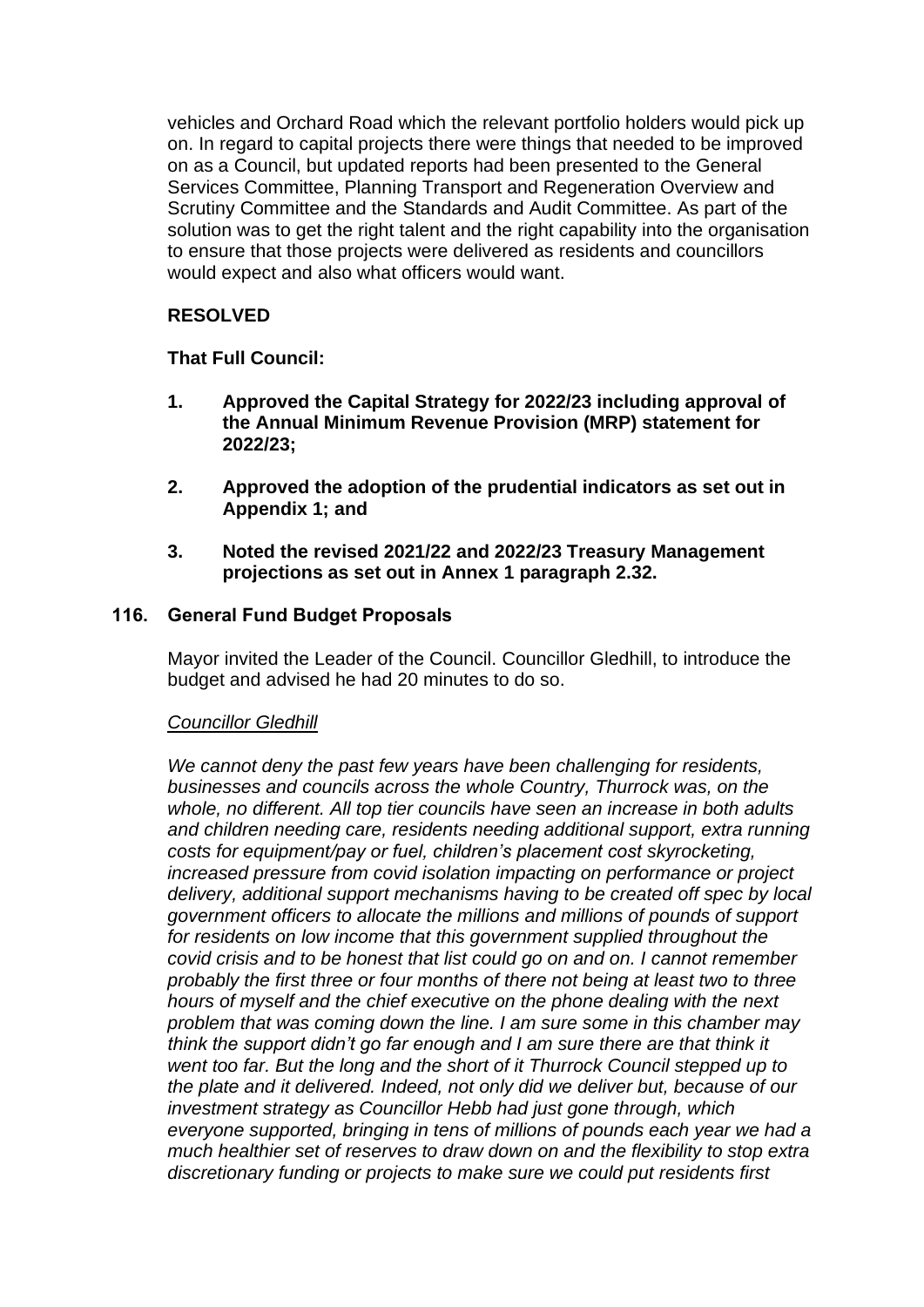vehicles and Orchard Road which the relevant portfolio holders would pick up on. In regard to capital projects there were things that needed to be improved on as a Council, but updated reports had been presented to the General Services Committee, Planning Transport and Regeneration Overview and Scrutiny Committee and the Standards and Audit Committee. As part of the solution was to get the right talent and the right capability into the organisation to ensure that those projects were delivered as residents and councillors would expect and also what officers would want.

**RESOLVED**

**That Full Council:**

1. **Approved the Capital Strategy for 2022/23 including approval of the Annual Minimum Revenue Provision (MRP) statement for 2022/23;**

2. **Approved the adoption of the prudential indicators as set out in Appendix 1; and**

3. **Noted the revised 2021/22 and 2022/23 Treasury Management projections as set out in Annex 1 paragraph 2.32.**

## 116. General Fund Budget Proposals

Mayor invited the Leader of the Council. Councillor Gledhill, to introduce the budget and advised he had 20 minutes to do so.

*Councillor Gledhill*

*We cannot deny the past few years have been challenging for residents, businesses and councils across the whole Country, Thurrock was, on the whole, no different. All top tier councils have seen an increase in both adults and children needing care, residents needing additional support, extra running costs for equipment/pay or fuel, children's placement cost skyrocketing, increased pressure from covid isolation impacting on performance or project delivery, additional support mechanisms having to be created off spec by local government officers to allocate the millions and millions of pounds of support for residents on low income that this government supplied throughout the covid crisis and to be honest that list could go on and on. I cannot remember probably the first three or four months of there not being at least two to three hours of myself and the chief executive on the phone dealing with the next problem that was coming down the line. I am sure some in this chamber may think the support didn't go far enough and I am sure there are that think it went too far. But the long and the short of it Thurrock Council stepped up to the plate and it delivered. Indeed, not only did we deliver but, because of our investment strategy as Councillor Hebb had just gone through, which everyone supported, bringing in tens of millions of pounds each year we had a much healthier set of reserves to draw down on and the flexibility to stop extra discretionary funding or projects to make sure we could put residents first*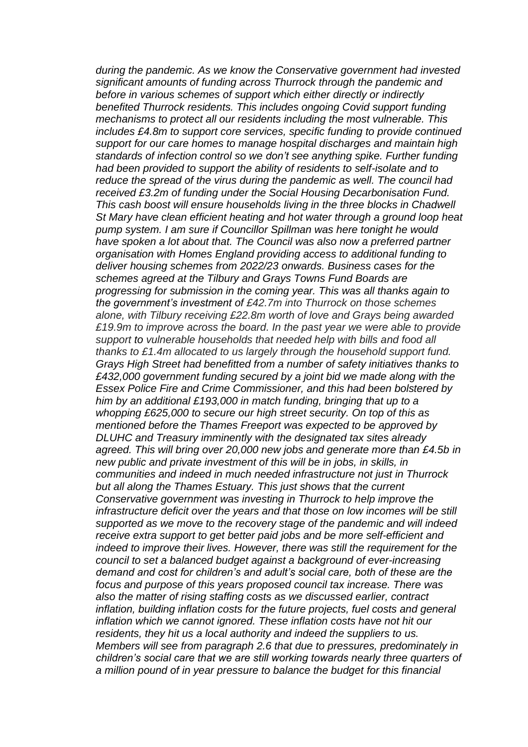*during the pandemic. As we know the Conservative government had invested significant amounts of funding across Thurrock through the pandemic and before in various schemes of support which either directly or indirectly benefited Thurrock residents. This includes ongoing Covid support funding mechanisms to protect all our residents including the most vulnerable. This includes £4.8m to support core services, specific funding to provide continued support for our care homes to manage hospital discharges and maintain high standards of infection control so we don't see anything spike. Further funding had been provided to support the ability of residents to self-isolate and to reduce the spread of the virus during the pandemic as well. The council had received £3.2m of funding under the Social Housing Decarbonisation Fund. This cash boost will ensure households living in the three blocks in Chadwell St Mary have clean efficient heating and hot water through a ground loop heat pump system. I am sure if Councillor Spillman was here tonight he would have spoken a lot about that. The Council was also now a preferred partner organisation with Homes England providing access to additional funding to deliver housing schemes from 2022/23 onwards. Business cases for the schemes agreed at the Tilbury and Grays Towns Fund Boards are progressing for submission in the coming year. This was all thanks again to the government's investment of £42.7m into Thurrock on those schemes alone, with Tilbury receiving £22.8m worth of love and Grays being awarded £19.9m to improve across the board. In the past year we were able to provide support to vulnerable households that needed help with bills and food all thanks to £1.4m allocated to us largely through the household support fund. Grays High Street had benefitted from a number of safety initiatives thanks to £432,000 government funding secured by a joint bid we made along with the Essex Police Fire and Crime Commissioner, and this had been bolstered by him by an additional £193,000 in match funding, bringing that up to a whopping £625,000 to secure our high street security. On top of this as mentioned before the Thames Freeport was expected to be approved by DLUHC and Treasury imminently with the designated tax sites already agreed. This will bring over 20,000 new jobs and generate more than £4.5b in new public and private investment of this will be in jobs, in skills, in communities and indeed in much needed infrastructure not just in Thurrock but all along the Thames Estuary. This just shows that the current Conservative government was investing in Thurrock to help improve the infrastructure deficit over the years and that those on low incomes will be still supported as we move to the recovery stage of the pandemic and will indeed receive extra support to get better paid jobs and be more self-efficient and indeed to improve their lives. However, there was still the requirement for the council to set a balanced budget against a background of ever-increasing demand and cost for children's and adult's social care, both of these are the focus and purpose of this years proposed council tax increase. There was also the matter of rising staffing costs as we discussed earlier, contract inflation, building inflation costs for the future projects, fuel costs and general inflation which we cannot ignored. These inflation costs have not hit our residents, they hit us a local authority and indeed the suppliers to us. Members will see from paragraph 2.6 that due to pressures, predominately in children's social care that we are still working towards nearly three quarters of a million pound of in year pressure to balance the budget for this financial*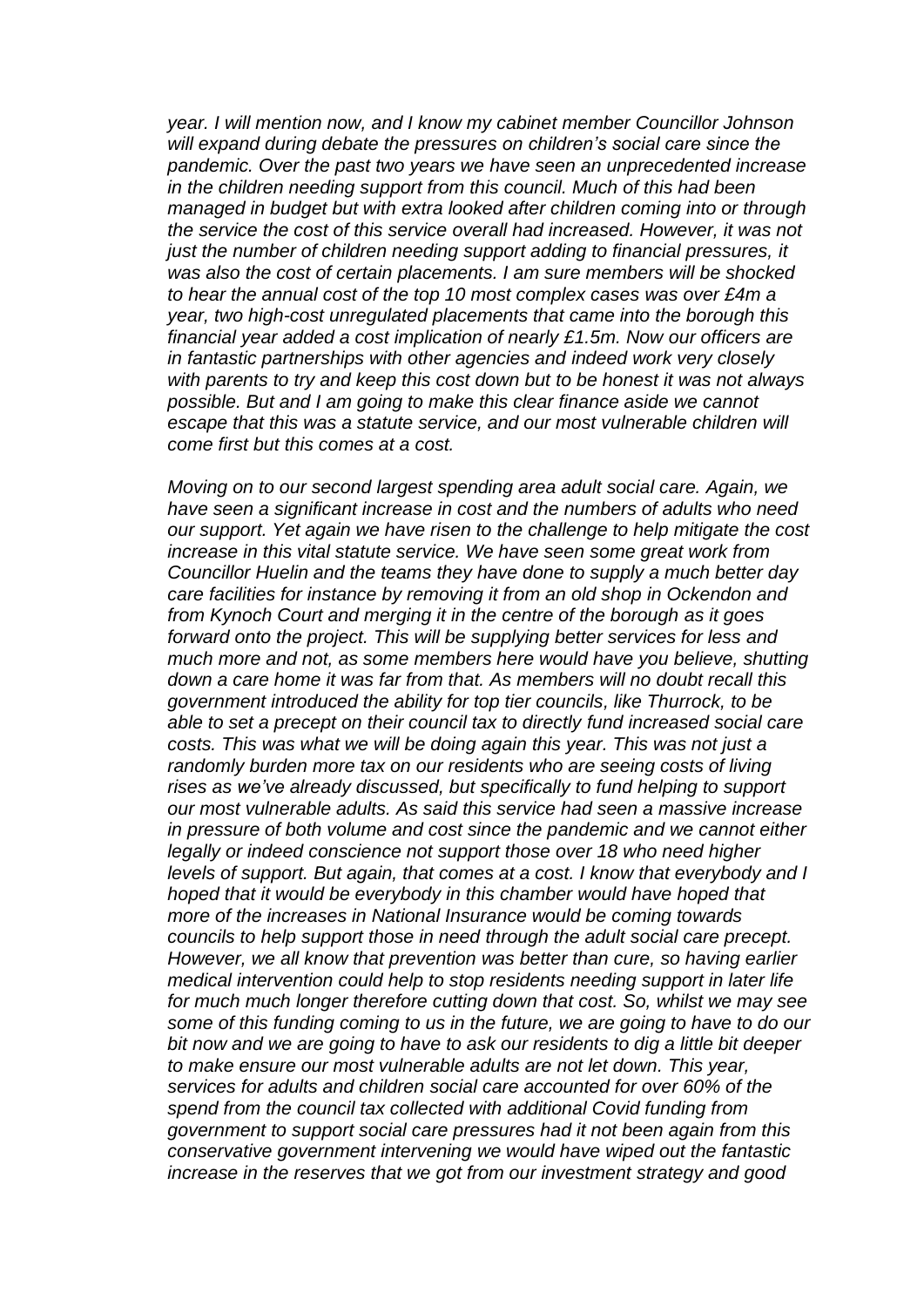*year. I will mention now, and I know my cabinet member Councillor Johnson will expand during debate the pressures on children's social care since the pandemic. Over the past two years we have seen an unprecedented increase in the children needing support from this council. Much of this had been managed in budget but with extra looked after children coming into or through the service the cost of this service overall had increased. However, it was not just the number of children needing support adding to financial pressures, it was also the cost of certain placements. I am sure members will be shocked to hear the annual cost of the top 10 most complex cases was over £4m a year, two high-cost unregulated placements that came into the borough this financial year added a cost implication of nearly £1.5m. Now our officers are in fantastic partnerships with other agencies and indeed work very closely with parents to try and keep this cost down but to be honest it was not always possible. But and I am going to make this clear finance aside we cannot escape that this was a statute service, and our most vulnerable children will come first but this comes at a cost.*

*Moving on to our second largest spending area adult social care. Again, we have seen a significant increase in cost and the numbers of adults who need our support. Yet again we have risen to the challenge to help mitigate the cost increase in this vital statute service. We have seen some great work from Councillor Huelin and the teams they have done to supply a much better day care facilities for instance by removing it from an old shop in Ockendon and from Kynoch Court and merging it in the centre of the borough as it goes forward onto the project. This will be supplying better services for less and much more and not, as some members here would have you believe, shutting down a care home it was far from that. As members will no doubt recall this government introduced the ability for top tier councils, like Thurrock, to be able to set a precept on their council tax to directly fund increased social care costs. This was what we will be doing again this year. This was not just a randomly burden more tax on our residents who are seeing costs of living rises as we've already discussed, but specifically to fund helping to support our most vulnerable adults. As said this service had seen a massive increase in pressure of both volume and cost since the pandemic and we cannot either legally or indeed conscience not support those over 18 who need higher levels of support. But again, that comes at a cost. I know that everybody and I hoped that it would be everybody in this chamber would have hoped that more of the increases in National Insurance would be coming towards councils to help support those in need through the adult social care precept. However, we all know that prevention was better than cure, so having earlier medical intervention could help to stop residents needing support in later life for much much longer therefore cutting down that cost. So, whilst we may see some of this funding coming to us in the future, we are going to have to do our bit now and we are going to have to ask our residents to dig a little bit deeper to make ensure our most vulnerable adults are not let down. This year, services for adults and children social care accounted for over 60% of the spend from the council tax collected with additional Covid funding from government to support social care pressures had it not been again from this conservative government intervening we would have wiped out the fantastic increase in the reserves that we got from our investment strategy and good*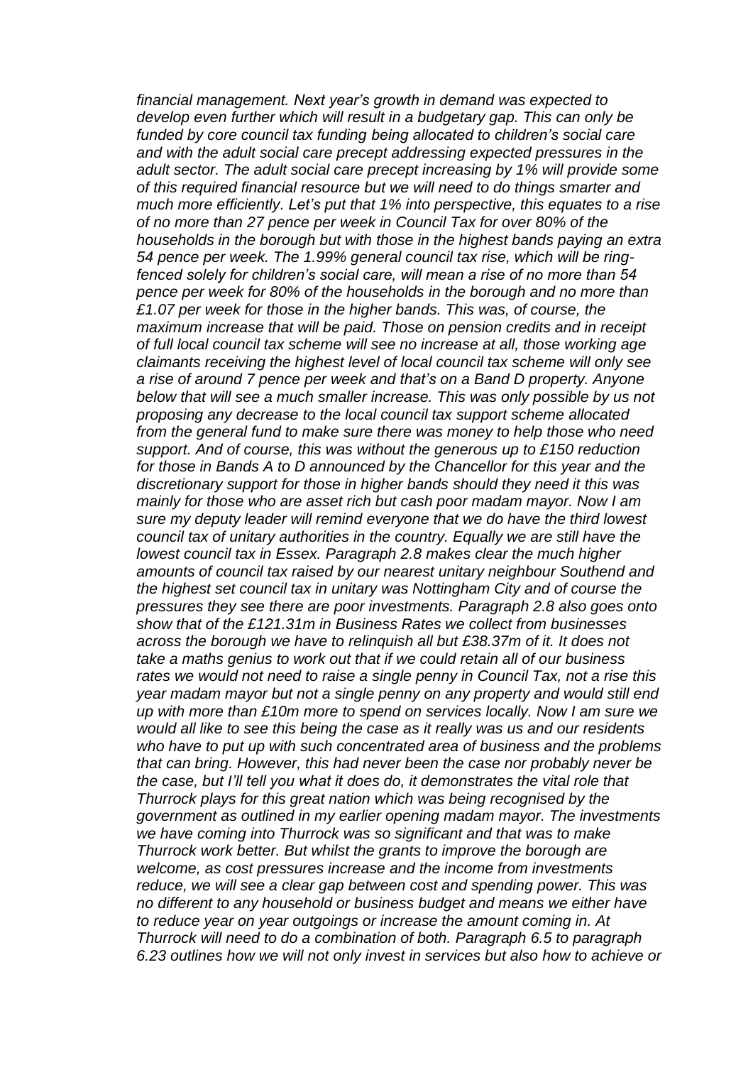*financial management. Next year's growth in demand was expected to develop even further which will result in a budgetary gap. This can only be funded by core council tax funding being allocated to children's social care and with the adult social care precept addressing expected pressures in the adult sector. The adult social care precept increasing by 1% will provide some of this required financial resource but we will need to do things smarter and much more efficiently. Let's put that 1% into perspective, this equates to a rise of no more than 27 pence per week in Council Tax for over 80% of the households in the borough but with those in the highest bands paying an extra 54 pence per week. The 1.99% general council tax rise, which will be ring-fenced solely for children's social care, will mean a rise of no more than 54 pence per week for 80% of the households in the borough and no more than £1.07 per week for those in the higher bands. This was, of course, the maximum increase that will be paid. Those on pension credits and in receipt of full local council tax scheme will see no increase at all, those working age claimants receiving the highest level of local council tax scheme will only see a rise of around 7 pence per week and that's on a Band D property. Anyone below that will see a much smaller increase. This was only possible by us not proposing any decrease to the local council tax support scheme allocated from the general fund to make sure there was money to help those who need support. And of course, this was without the generous up to £150 reduction for those in Bands A to D announced by the Chancellor for this year and the discretionary support for those in higher bands should they need it this was mainly for those who are asset rich but cash poor madam mayor. Now I am sure my deputy leader will remind everyone that we do have the third lowest council tax of unitary authorities in the country. Equally we are still have the lowest council tax in Essex. Paragraph 2.8 makes clear the much higher amounts of council tax raised by our nearest unitary neighbour Southend and the highest set council tax in unitary was Nottingham City and of course the pressures they see there are poor investments. Paragraph 2.8 also goes onto show that of the £121.31m in Business Rates we collect from businesses across the borough we have to relinquish all but £38.37m of it. It does not take a maths genius to work out that if we could retain all of our business rates we would not need to raise a single penny in Council Tax, not a rise this year madam mayor but not a single penny on any property and would still end up with more than £10m more to spend on services locally. Now I am sure we would all like to see this being the case as it really was us and our residents who have to put up with such concentrated area of business and the problems that can bring. However, this had never been the case nor probably never be the case, but I'll tell you what it does do, it demonstrates the vital role that Thurrock plays for this great nation which was being recognised by the government as outlined in my earlier opening madam mayor. The investments we have coming into Thurrock was so significant and that was to make Thurrock work better. But whilst the grants to improve the borough are welcome, as cost pressures increase and the income from investments reduce, we will see a clear gap between cost and spending power. This was no different to any household or business budget and means we either have to reduce year on year outgoings or increase the amount coming in. At Thurrock will need to do a combination of both. Paragraph 6.5 to paragraph 6.23 outlines how we will not only invest in services but also how to achieve or*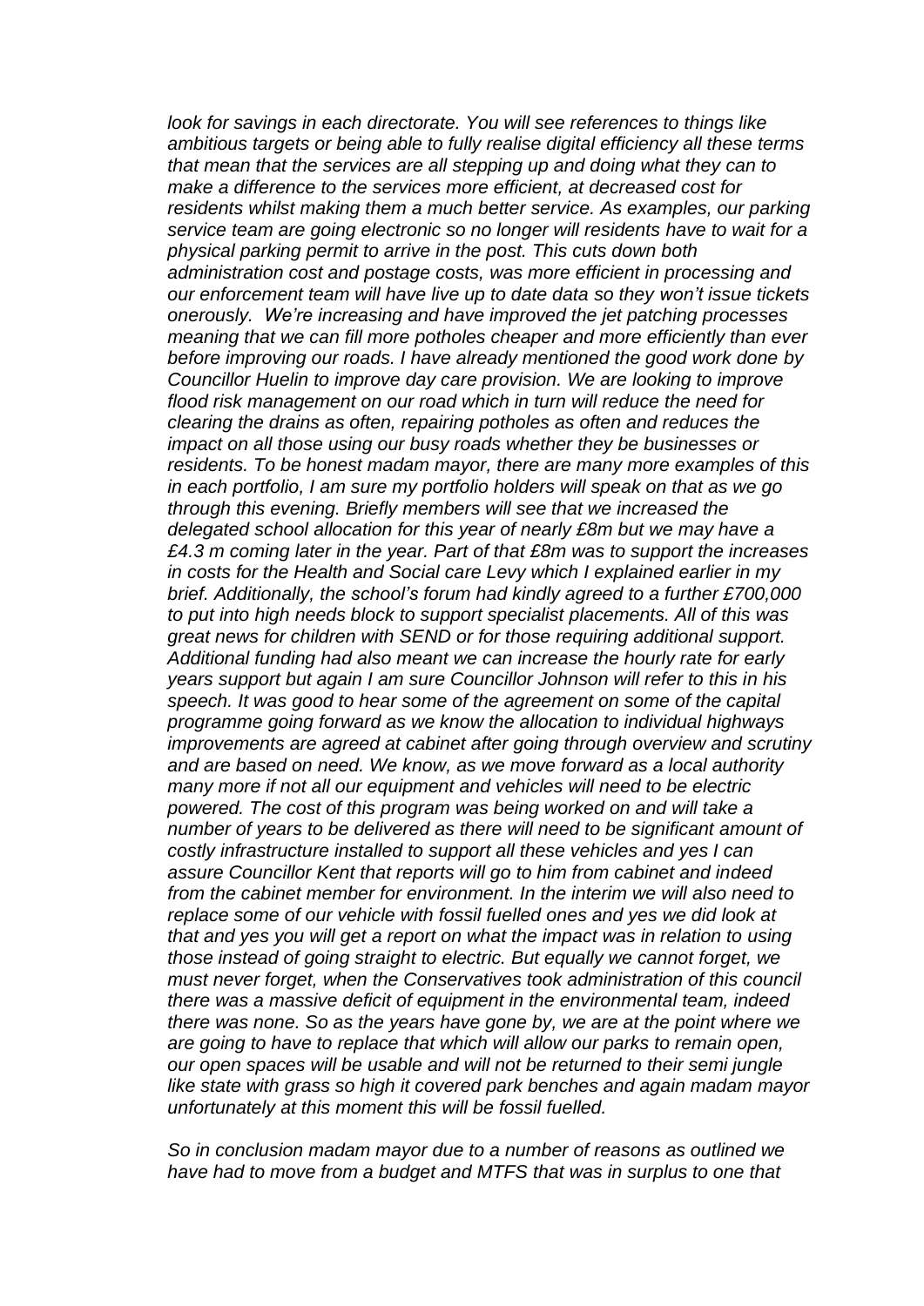*look for savings in each directorate. You will see references to things like ambitious targets or being able to fully realise digital efficiency all these terms that mean that the services are all stepping up and doing what they can to make a difference to the services more efficient, at decreased cost for residents whilst making them a much better service. As examples, our parking service team are going electronic so no longer will residents have to wait for a physical parking permit to arrive in the post. This cuts down both administration cost and postage costs, was more efficient in processing and our enforcement team will have live up to date data so they won't issue tickets onerously. We're increasing and have improved the jet patching processes meaning that we can fill more potholes cheaper and more efficiently than ever before improving our roads. I have already mentioned the good work done by Councillor Huelin to improve day care provision. We are looking to improve flood risk management on our road which in turn will reduce the need for clearing the drains as often, repairing potholes as often and reduces the impact on all those using our busy roads whether they be businesses or residents. To be honest madam mayor, there are many more examples of this in each portfolio, I am sure my portfolio holders will speak on that as we go through this evening. Briefly members will see that we increased the delegated school allocation for this year of nearly £8m but we may have a £4.3 m coming later in the year. Part of that £8m was to support the increases in costs for the Health and Social care Levy which I explained earlier in my brief. Additionally, the school's forum had kindly agreed to a further £700,000 to put into high needs block to support specialist placements. All of this was great news for children with SEND or for those requiring additional support. Additional funding had also meant we can increase the hourly rate for early years support but again I am sure Councillor Johnson will refer to this in his speech. It was good to hear some of the agreement on some of the capital programme going forward as we know the allocation to individual highways improvements are agreed at cabinet after going through overview and scrutiny and are based on need. We know, as we move forward as a local authority many more if not all our equipment and vehicles will need to be electric powered. The cost of this program was being worked on and will take a number of years to be delivered as there will need to be significant amount of costly infrastructure installed to support all these vehicles and yes I can assure Councillor Kent that reports will go to him from cabinet and indeed from the cabinet member for environment. In the interim we will also need to replace some of our vehicle with fossil fuelled ones and yes we did look at that and yes you will get a report on what the impact was in relation to using those instead of going straight to electric. But equally we cannot forget, we must never forget, when the Conservatives took administration of this council there was a massive deficit of equipment in the environmental team, indeed there was none. So as the years have gone by, we are at the point where we are going to have to replace that which will allow our parks to remain open, our open spaces will be usable and will not be returned to their semi jungle like state with grass so high it covered park benches and again madam mayor unfortunately at this moment this will be fossil fuelled.*

*So in conclusion madam mayor due to a number of reasons as outlined we have had to move from a budget and MTFS that was in surplus to one that*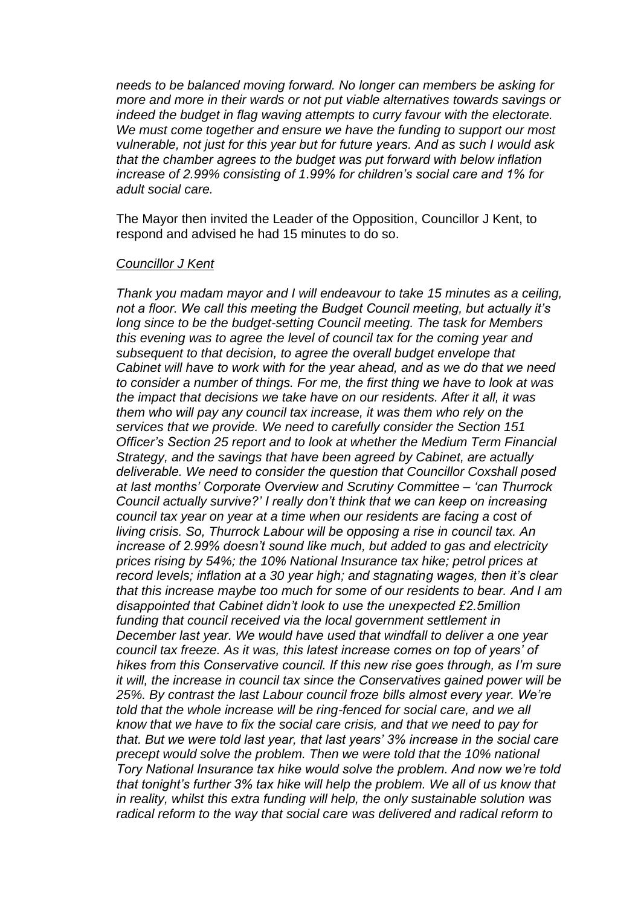*needs to be balanced moving forward. No longer can members be asking for more and more in their wards or not put viable alternatives towards savings or indeed the budget in flag waving attempts to curry favour with the electorate. We must come together and ensure we have the funding to support our most vulnerable, not just for this year but for future years. And as such I would ask that the chamber agrees to the budget was put forward with below inflation increase of 2.99% consisting of 1.99% for children's social care and 1% for adult social care.*

The Mayor then invited the Leader of the Opposition, Councillor J Kent, to respond and advised he had 15 minutes to do so.

*Councillor J Kent*

*Thank you madam mayor and I will endeavour to take 15 minutes as a ceiling, not a floor. We call this meeting the Budget Council meeting, but actually it's long since to be the budget-setting Council meeting. The task for Members this evening was to agree the level of council tax for the coming year and subsequent to that decision, to agree the overall budget envelope that Cabinet will have to work with for the year ahead, and as we do that we need to consider a number of things. For me, the first thing we have to look at was the impact that decisions we take have on our residents. After it all, it was them who will pay any council tax increase, it was them who rely on the services that we provide. We need to carefully consider the Section 151 Officer's Section 25 report and to look at whether the Medium Term Financial Strategy, and the savings that have been agreed by Cabinet, are actually deliverable. We need to consider the question that Councillor Coxshall posed at last months' Corporate Overview and Scrutiny Committee – 'can Thurrock Council actually survive?' I really don't think that we can keep on increasing council tax year on year at a time when our residents are facing a cost of living crisis. So, Thurrock Labour will be opposing a rise in council tax. An increase of 2.99% doesn't sound like much, but added to gas and electricity prices rising by 54%; the 10% National Insurance tax hike; petrol prices at record levels; inflation at a 30 year high; and stagnating wages, then it's clear that this increase maybe too much for some of our residents to bear. And I am disappointed that Cabinet didn't look to use the unexpected £2.5million funding that council received via the local government settlement in December last year. We would have used that windfall to deliver a one year council tax freeze. As it was, this latest increase comes on top of years' of hikes from this Conservative council. If this new rise goes through, as I'm sure it will, the increase in council tax since the Conservatives gained power will be 25%. By contrast the last Labour council froze bills almost every year. We're told that the whole increase will be ring-fenced for social care, and we all know that we have to fix the social care crisis, and that we need to pay for that. But we were told last year, that last years' 3% increase in the social care precept would solve the problem. Then we were told that the 10% national Tory National Insurance tax hike would solve the problem. And now we're told that tonight's further 3% tax hike will help the problem. We all of us know that in reality, whilst this extra funding will help, the only sustainable solution was radical reform to the way that social care was delivered and radical reform to*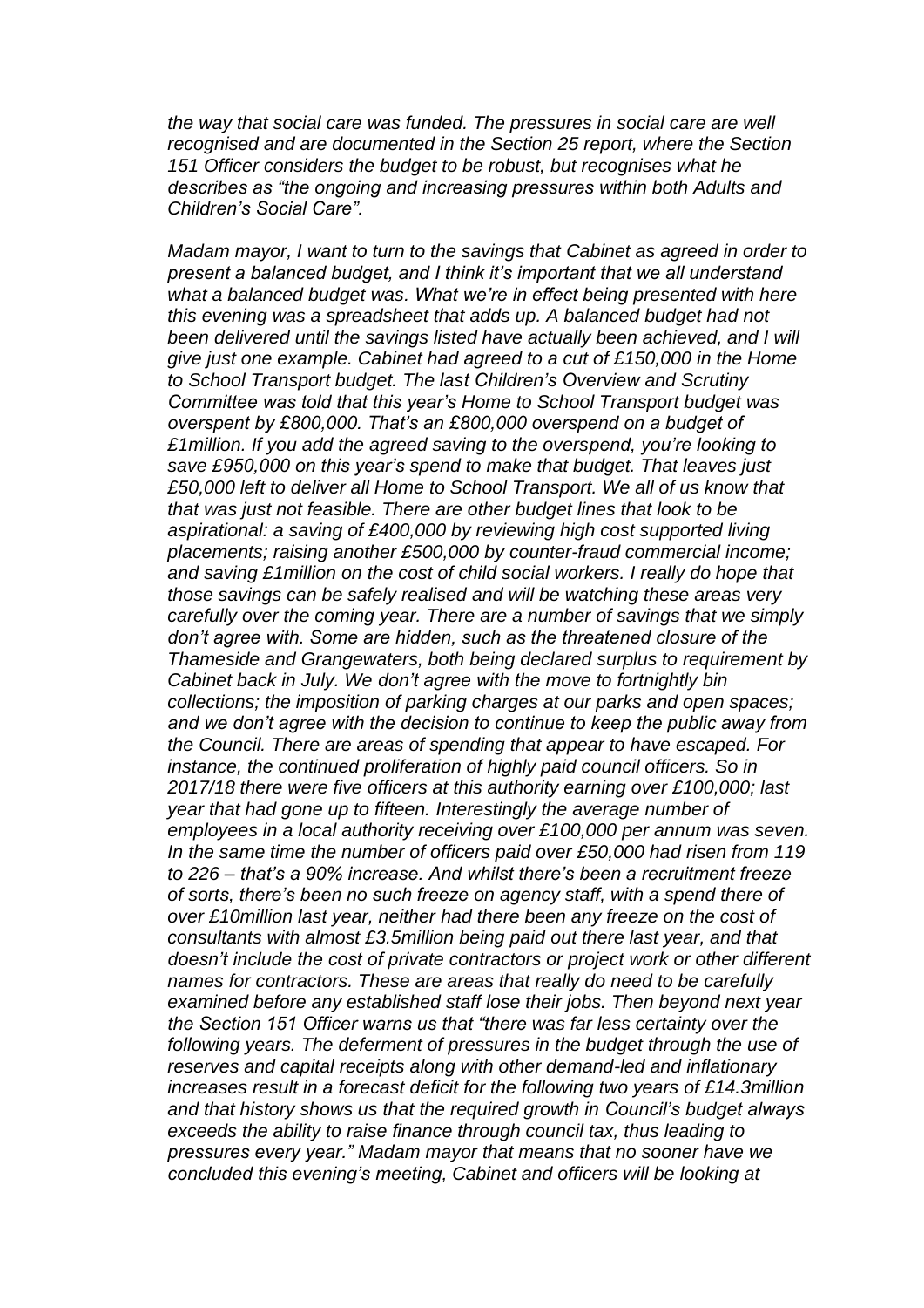*the way that social care was funded. The pressures in social care are well recognised and are documented in the Section 25 report, where the Section 151 Officer considers the budget to be robust, but recognises what he describes as "the ongoing and increasing pressures within both Adults and Children's Social Care".*

*Madam mayor, I want to turn to the savings that Cabinet as agreed in order to present a balanced budget, and I think it's important that we all understand what a balanced budget was. What we're in effect being presented with here this evening was a spreadsheet that adds up. A balanced budget had not been delivered until the savings listed have actually been achieved, and I will give just one example. Cabinet had agreed to a cut of £150,000 in the Home to School Transport budget. The last Children's Overview and Scrutiny Committee was told that this year's Home to School Transport budget was overspent by £800,000. That's an £800,000 overspend on a budget of £1million. If you add the agreed saving to the overspend, you're looking to save £950,000 on this year's spend to make that budget. That leaves just £50,000 left to deliver all Home to School Transport. We all of us know that that was just not feasible. There are other budget lines that look to be aspirational: a saving of £400,000 by reviewing high cost supported living placements; raising another £500,000 by counter-fraud commercial income; and saving £1million on the cost of child social workers. I really do hope that those savings can be safely realised and will be watching these areas very carefully over the coming year. There are a number of savings that we simply don't agree with. Some are hidden, such as the threatened closure of the Thameside and Grangewaters, both being declared surplus to requirement by Cabinet back in July. We don't agree with the move to fortnightly bin collections; the imposition of parking charges at our parks and open spaces; and we don't agree with the decision to continue to keep the public away from the Council. There are areas of spending that appear to have escaped. For instance, the continued proliferation of highly paid council officers. So in 2017/18 there were five officers at this authority earning over £100,000; last year that had gone up to fifteen. Interestingly the average number of employees in a local authority receiving over £100,000 per annum was seven. In the same time the number of officers paid over £50,000 had risen from 119 to 226 – that's a 90% increase. And whilst there's been a recruitment freeze of sorts, there's been no such freeze on agency staff, with a spend there of over £10million last year, neither had there been any freeze on the cost of consultants with almost £3.5million being paid out there last year, and that doesn't include the cost of private contractors or project work or other different names for contractors. These are areas that really do need to be carefully examined before any established staff lose their jobs. Then beyond next year the Section 151 Officer warns us that "there was far less certainty over the following years. The deferment of pressures in the budget through the use of reserves and capital receipts along with other demand-led and inflationary increases result in a forecast deficit for the following two years of £14.3million and that history shows us that the required growth in Council's budget always exceeds the ability to raise finance through council tax, thus leading to pressures every year." Madam mayor that means that no sooner have we concluded this evening's meeting, Cabinet and officers will be looking at*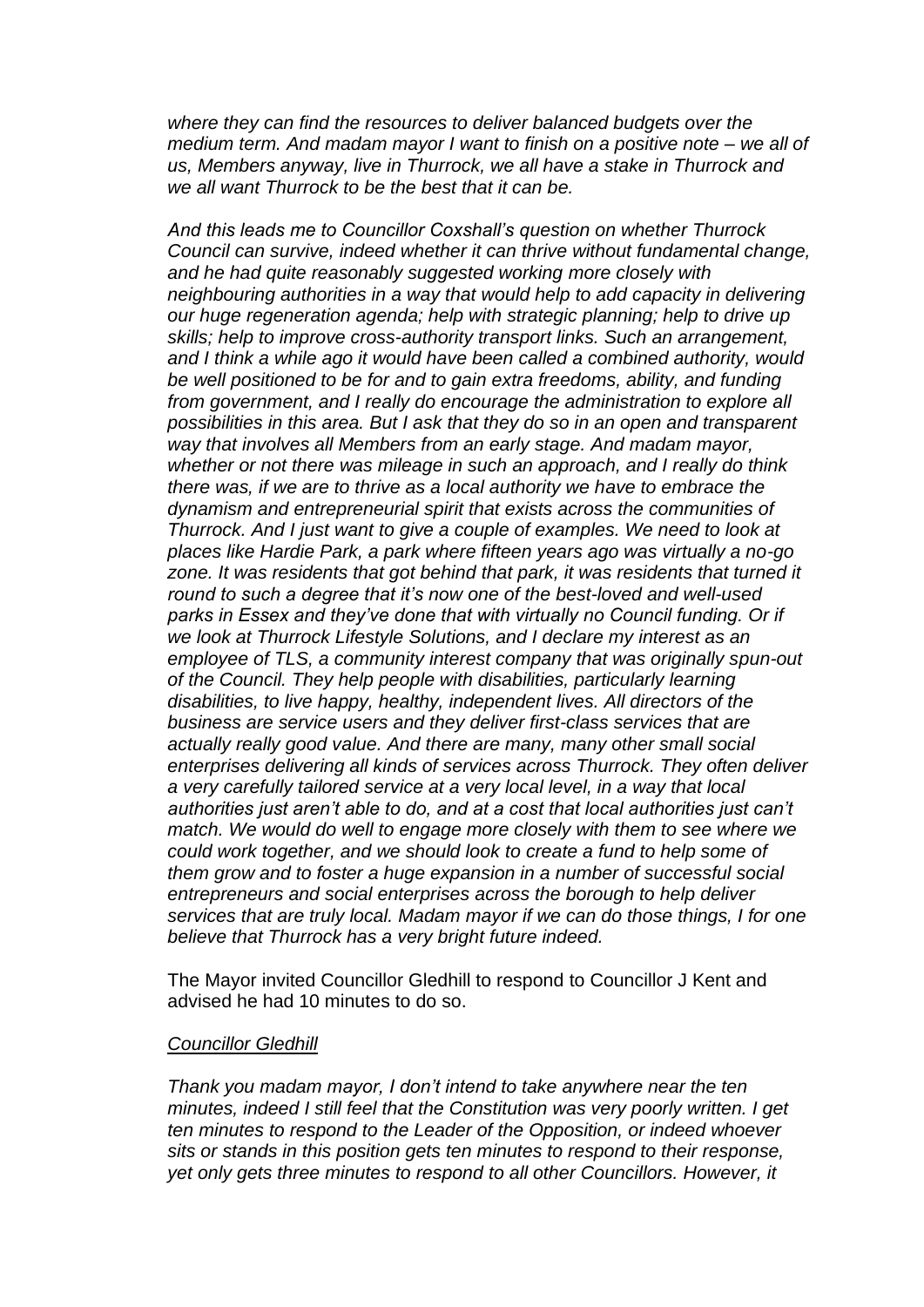*where they can find the resources to deliver balanced budgets over the medium term. And madam mayor I want to finish on a positive note – we all of us, Members anyway, live in Thurrock, we all have a stake in Thurrock and we all want Thurrock to be the best that it can be.*

*And this leads me to Councillor Coxshall's question on whether Thurrock Council can survive, indeed whether it can thrive without fundamental change, and he had quite reasonably suggested working more closely with neighbouring authorities in a way that would help to add capacity in delivering our huge regeneration agenda; help with strategic planning; help to drive up skills; help to improve cross-authority transport links. Such an arrangement, and I think a while ago it would have been called a combined authority, would be well positioned to be for and to gain extra freedoms, ability, and funding from government, and I really do encourage the administration to explore all possibilities in this area. But I ask that they do so in an open and transparent way that involves all Members from an early stage. And madam mayor, whether or not there was mileage in such an approach, and I really do think there was, if we are to thrive as a local authority we have to embrace the dynamism and entrepreneurial spirit that exists across the communities of Thurrock. And I just want to give a couple of examples. We need to look at places like Hardie Park, a park where fifteen years ago was virtually a no-go zone. It was residents that got behind that park, it was residents that turned it round to such a degree that it's now one of the best-loved and well-used parks in Essex and they've done that with virtually no Council funding. Or if we look at Thurrock Lifestyle Solutions, and I declare my interest as an employee of TLS, a community interest company that was originally spun-out of the Council. They help people with disabilities, particularly learning disabilities, to live happy, healthy, independent lives. All directors of the business are service users and they deliver first-class services that are actually really good value. And there are many, many other small social enterprises delivering all kinds of services across Thurrock. They often deliver a very carefully tailored service at a very local level, in a way that local authorities just aren't able to do, and at a cost that local authorities just can't match. We would do well to engage more closely with them to see where we could work together, and we should look to create a fund to help some of them grow and to foster a huge expansion in a number of successful social entrepreneurs and social enterprises across the borough to help deliver services that are truly local. Madam mayor if we can do those things, I for one believe that Thurrock has a very bright future indeed.*

The Mayor invited Councillor Gledhill to respond to Councillor J Kent and advised he had 10 minutes to do so.

<u>*Councillor Gledhill*</u>

*Thank you madam mayor, I don't intend to take anywhere near the ten minutes, indeed I still feel that the Constitution was very poorly written. I get ten minutes to respond to the Leader of the Opposition, or indeed whoever sits or stands in this position gets ten minutes to respond to their response, yet only gets three minutes to respond to all other Councillors. However, it*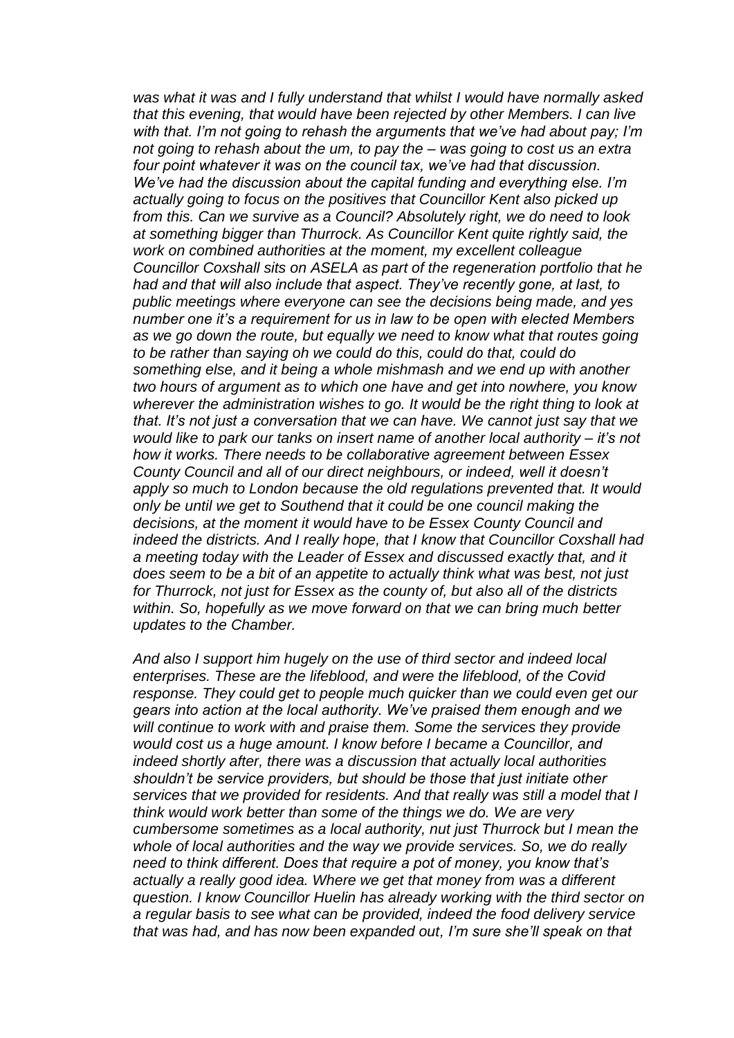*was what it was and I fully understand that whilst I would have normally asked that this evening, that would have been rejected by other Members. I can live with that. I'm not going to rehash the arguments that we've had about pay; I'm not going to rehash about the um, to pay the – was going to cost us an extra four point whatever it was on the council tax, we've had that discussion. We've had the discussion about the capital funding and everything else. I'm actually going to focus on the positives that Councillor Kent also picked up from this. Can we survive as a Council? Absolutely right, we do need to look at something bigger than Thurrock. As Councillor Kent quite rightly said, the work on combined authorities at the moment, my excellent colleague Councillor Coxshall sits on ASELA as part of the regeneration portfolio that he had and that will also include that aspect. They've recently gone, at last, to public meetings where everyone can see the decisions being made, and yes number one it's a requirement for us in law to be open with elected Members as we go down the route, but equally we need to know what that routes going to be rather than saying oh we could do this, could do that, could do something else, and it being a whole mishmash and we end up with another two hours of argument as to which one have and get into nowhere, you know wherever the administration wishes to go. It would be the right thing to look at that. It's not just a conversation that we can have. We cannot just say that we would like to park our tanks on insert name of another local authority – it's not how it works. There needs to be collaborative agreement between Essex County Council and all of our direct neighbours, or indeed, well it doesn't apply so much to London because the old regulations prevented that. It would only be until we get to Southend that it could be one council making the decisions, at the moment it would have to be Essex County Council and indeed the districts. And I really hope, that I know that Councillor Coxshall had a meeting today with the Leader of Essex and discussed exactly that, and it does seem to be a bit of an appetite to actually think what was best, not just for Thurrock, not just for Essex as the county of, but also all of the districts within. So, hopefully as we move forward on that we can bring much better updates to the Chamber.*

*And also I support him hugely on the use of third sector and indeed local enterprises. These are the lifeblood, and were the lifeblood, of the Covid response. They could get to people much quicker than we could even get our gears into action at the local authority. We've praised them enough and we will continue to work with and praise them. Some the services they provide would cost us a huge amount. I know before I became a Councillor, and indeed shortly after, there was a discussion that actually local authorities shouldn't be service providers, but should be those that just initiate other services that we provided for residents. And that really was still a model that I think would work better than some of the things we do. We are very cumbersome sometimes as a local authority, nut just Thurrock but I mean the whole of local authorities and the way we provide services. So, we do really need to think different. Does that require a pot of money, you know that's actually a really good idea. Where we get that money from was a different question. I know Councillor Huelin has already working with the third sector on a regular basis to see what can be provided, indeed the food delivery service that was had, and has now been expanded out, I'm sure she'll speak on that*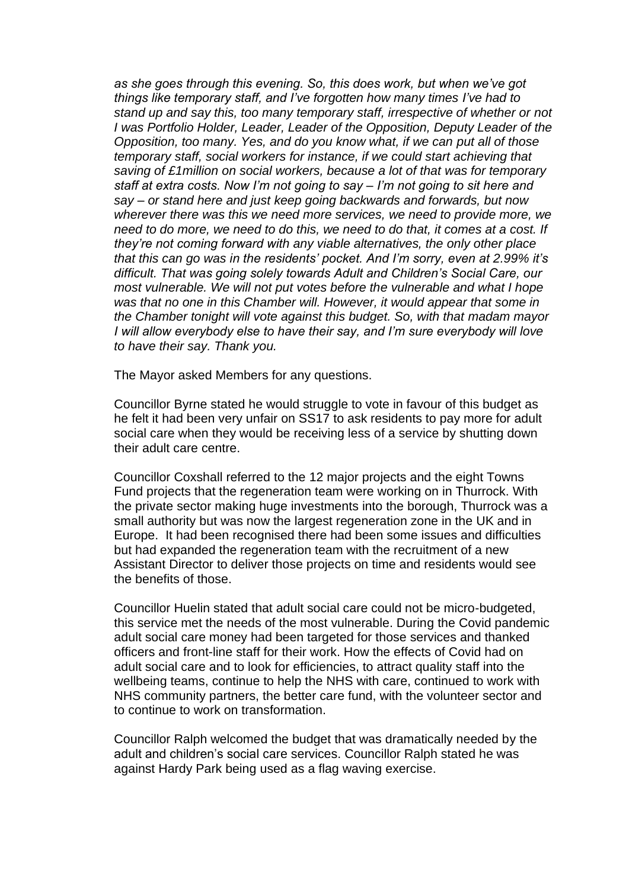*as she goes through this evening. So, this does work, but when we've got things like temporary staff, and I've forgotten how many times I've had to stand up and say this, too many temporary staff, irrespective of whether or not I was Portfolio Holder, Leader, Leader of the Opposition, Deputy Leader of the Opposition, too many. Yes, and do you know what, if we can put all of those temporary staff, social workers for instance, if we could start achieving that saving of £1million on social workers, because a lot of that was for temporary staff at extra costs. Now I'm not going to say – I'm not going to sit here and say – or stand here and just keep going backwards and forwards, but now wherever there was this we need more services, we need to provide more, we need to do more, we need to do this, we need to do that, it comes at a cost. If they're not coming forward with any viable alternatives, the only other place that this can go was in the residents' pocket. And I'm sorry, even at 2.99% it's difficult. That was going solely towards Adult and Children's Social Care, our most vulnerable. We will not put votes before the vulnerable and what I hope was that no one in this Chamber will. However, it would appear that some in the Chamber tonight will vote against this budget. So, with that madam mayor I will allow everybody else to have their say, and I'm sure everybody will love to have their say. Thank you.*

The Mayor asked Members for any questions.

Councillor Byrne stated he would struggle to vote in favour of this budget as he felt it had been very unfair on SS17 to ask residents to pay more for adult social care when they would be receiving less of a service by shutting down their adult care centre.

Councillor Coxshall referred to the 12 major projects and the eight Towns Fund projects that the regeneration team were working on in Thurrock. With the private sector making huge investments into the borough, Thurrock was a small authority but was now the largest regeneration zone in the UK and in Europe. It had been recognised there had been some issues and difficulties but had expanded the regeneration team with the recruitment of a new Assistant Director to deliver those projects on time and residents would see the benefits of those.

Councillor Huelin stated that adult social care could not be micro-budgeted, this service met the needs of the most vulnerable. During the Covid pandemic adult social care money had been targeted for those services and thanked officers and front-line staff for their work. How the effects of Covid had on adult social care and to look for efficiencies, to attract quality staff into the wellbeing teams, continue to help the NHS with care, continued to work with NHS community partners, the better care fund, with the volunteer sector and to continue to work on transformation.

Councillor Ralph welcomed the budget that was dramatically needed by the adult and children's social care services. Councillor Ralph stated he was against Hardy Park being used as a flag waving exercise.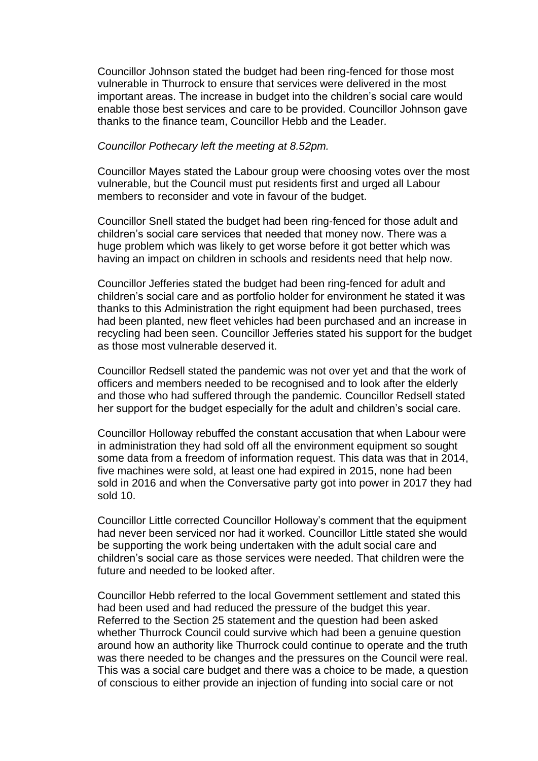Councillor Johnson stated the budget had been ring-fenced for those most vulnerable in Thurrock to ensure that services were delivered in the most important areas. The increase in budget into the children's social care would enable those best services and care to be provided. Councillor Johnson gave thanks to the finance team, Councillor Hebb and the Leader.

*Councillor Pothecary left the meeting at 8.52pm.*

Councillor Mayes stated the Labour group were choosing votes over the most vulnerable, but the Council must put residents first and urged all Labour members to reconsider and vote in favour of the budget.

Councillor Snell stated the budget had been ring-fenced for those adult and children's social care services that needed that money now. There was a huge problem which was likely to get worse before it got better which was having an impact on children in schools and residents need that help now.

Councillor Jefferies stated the budget had been ring-fenced for adult and children's social care and as portfolio holder for environment he stated it was thanks to this Administration the right equipment had been purchased, trees had been planted, new fleet vehicles had been purchased and an increase in recycling had been seen. Councillor Jefferies stated his support for the budget as those most vulnerable deserved it.

Councillor Redsell stated the pandemic was not over yet and that the work of officers and members needed to be recognised and to look after the elderly and those who had suffered through the pandemic. Councillor Redsell stated her support for the budget especially for the adult and children's social care.

Councillor Holloway rebuffed the constant accusation that when Labour were in administration they had sold off all the environment equipment so sought some data from a freedom of information request. This data was that in 2014, five machines were sold, at least one had expired in 2015, none had been sold in 2016 and when the Conversative party got into power in 2017 they had sold 10.

Councillor Little corrected Councillor Holloway's comment that the equipment had never been serviced nor had it worked. Councillor Little stated she would be supporting the work being undertaken with the adult social care and children's social care as those services were needed. That children were the future and needed to be looked after.

Councillor Hebb referred to the local Government settlement and stated this had been used and had reduced the pressure of the budget this year. Referred to the Section 25 statement and the question had been asked whether Thurrock Council could survive which had been a genuine question around how an authority like Thurrock could continue to operate and the truth was there needed to be changes and the pressures on the Council were real. This was a social care budget and there was a choice to be made, a question of conscious to either provide an injection of funding into social care or not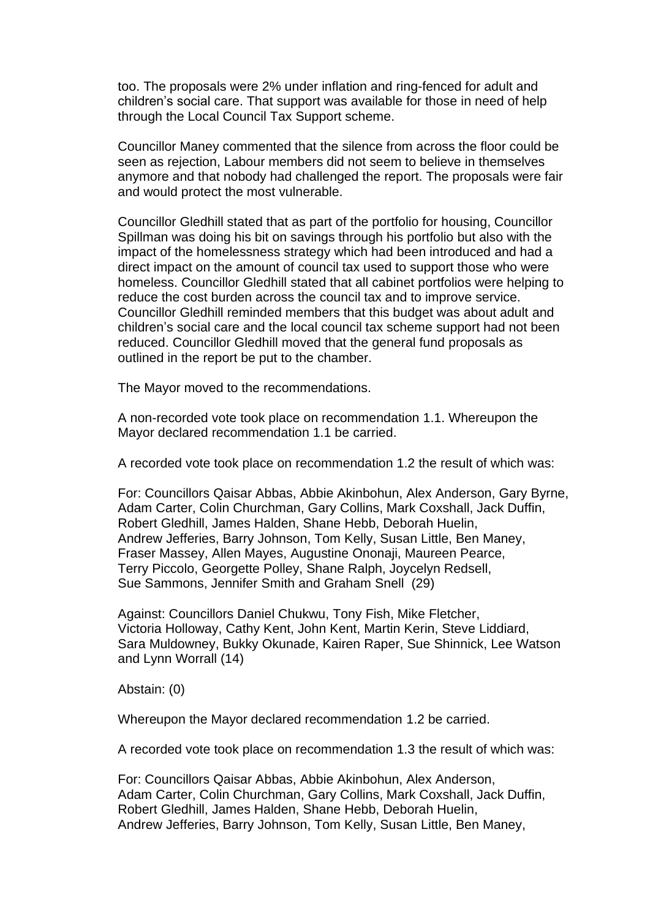too. The proposals were 2% under inflation and ring-fenced for adult and children's social care. That support was available for those in need of help through the Local Council Tax Support scheme.

Councillor Maney commented that the silence from across the floor could be seen as rejection, Labour members did not seem to believe in themselves anymore and that nobody had challenged the report. The proposals were fair and would protect the most vulnerable.

Councillor Gledhill stated that as part of the portfolio for housing, Councillor Spillman was doing his bit on savings through his portfolio but also with the impact of the homelessness strategy which had been introduced and had a direct impact on the amount of council tax used to support those who were homeless. Councillor Gledhill stated that all cabinet portfolios were helping to reduce the cost burden across the council tax and to improve service. Councillor Gledhill reminded members that this budget was about adult and children's social care and the local council tax scheme support had not been reduced. Councillor Gledhill moved that the general fund proposals as outlined in the report be put to the chamber.

The Mayor moved to the recommendations.

A non-recorded vote took place on recommendation 1.1. Whereupon the Mayor declared recommendation 1.1 be carried.

A recorded vote took place on recommendation 1.2 the result of which was:

For: Councillors Qaisar Abbas, Abbie Akinbohun, Alex Anderson, Gary Byrne, Adam Carter, Colin Churchman, Gary Collins, Mark Coxshall, Jack Duffin, Robert Gledhill, James Halden, Shane Hebb, Deborah Huelin, Andrew Jefferies, Barry Johnson, Tom Kelly, Susan Little, Ben Maney, Fraser Massey, Allen Mayes, Augustine Ononaji, Maureen Pearce, Terry Piccolo, Georgette Polley, Shane Ralph, Joycelyn Redsell, Sue Sammons, Jennifer Smith and Graham Snell (29)

Against: Councillors Daniel Chukwu, Tony Fish, Mike Fletcher, Victoria Holloway, Cathy Kent, John Kent, Martin Kerin, Steve Liddiard, Sara Muldowney, Bukky Okunade, Kairen Raper, Sue Shinnick, Lee Watson and Lynn Worrall (14)

Abstain: (0)

Whereupon the Mayor declared recommendation 1.2 be carried.

A recorded vote took place on recommendation 1.3 the result of which was:

For: Councillors Qaisar Abbas, Abbie Akinbohun, Alex Anderson, Adam Carter, Colin Churchman, Gary Collins, Mark Coxshall, Jack Duffin, Robert Gledhill, James Halden, Shane Hebb, Deborah Huelin, Andrew Jefferies, Barry Johnson, Tom Kelly, Susan Little, Ben Maney,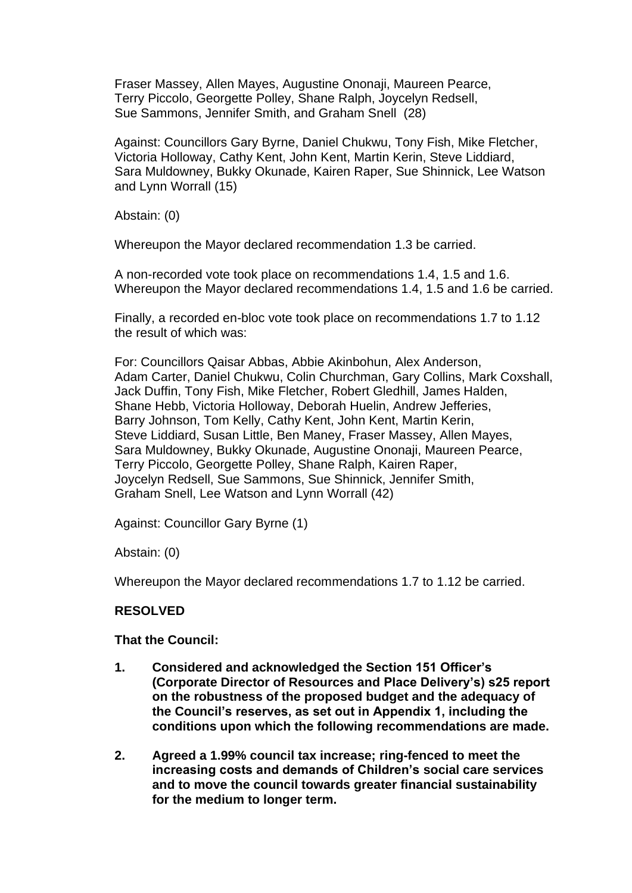Fraser Massey, Allen Mayes, Augustine Ononaji, Maureen Pearce, Terry Piccolo, Georgette Polley, Shane Ralph, Joycelyn Redsell, Sue Sammons, Jennifer Smith, and Graham Snell (28)

Against: Councillors Gary Byrne, Daniel Chukwu, Tony Fish, Mike Fletcher, Victoria Holloway, Cathy Kent, John Kent, Martin Kerin, Steve Liddiard, Sara Muldowney, Bukky Okunade, Kairen Raper, Sue Shinnick, Lee Watson and Lynn Worrall (15)

Abstain: (0)

Whereupon the Mayor declared recommendation 1.3 be carried.

A non-recorded vote took place on recommendations 1.4, 1.5 and 1.6. Whereupon the Mayor declared recommendations 1.4, 1.5 and 1.6 be carried.

Finally, a recorded en-bloc vote took place on recommendations 1.7 to 1.12 the result of which was:

For: Councillors Qaisar Abbas, Abbie Akinbohun, Alex Anderson, Adam Carter, Daniel Chukwu, Colin Churchman, Gary Collins, Mark Coxshall, Jack Duffin, Tony Fish, Mike Fletcher, Robert Gledhill, James Halden, Shane Hebb, Victoria Holloway, Deborah Huelin, Andrew Jefferies, Barry Johnson, Tom Kelly, Cathy Kent, John Kent, Martin Kerin, Steve Liddiard, Susan Little, Ben Maney, Fraser Massey, Allen Mayes, Sara Muldowney, Bukky Okunade, Augustine Ononaji, Maureen Pearce, Terry Piccolo, Georgette Polley, Shane Ralph, Kairen Raper, Joycelyn Redsell, Sue Sammons, Sue Shinnick, Jennifer Smith, Graham Snell, Lee Watson and Lynn Worrall (42)

Against: Councillor Gary Byrne (1)

Abstain: (0)

Whereupon the Mayor declared recommendations 1.7 to 1.12 be carried.

**RESOLVED**

**That the Council:**

1. **Considered and acknowledged the Section 151 Officer's (Corporate Director of Resources and Place Delivery's) s25 report on the robustness of the proposed budget and the adequacy of the Council's reserves, as set out in Appendix 1, including the conditions upon which the following recommendations are made.**

2. **Agreed a 1.99% council tax increase; ring-fenced to meet the increasing costs and demands of Children's social care services and to move the council towards greater financial sustainability for the medium to longer term.**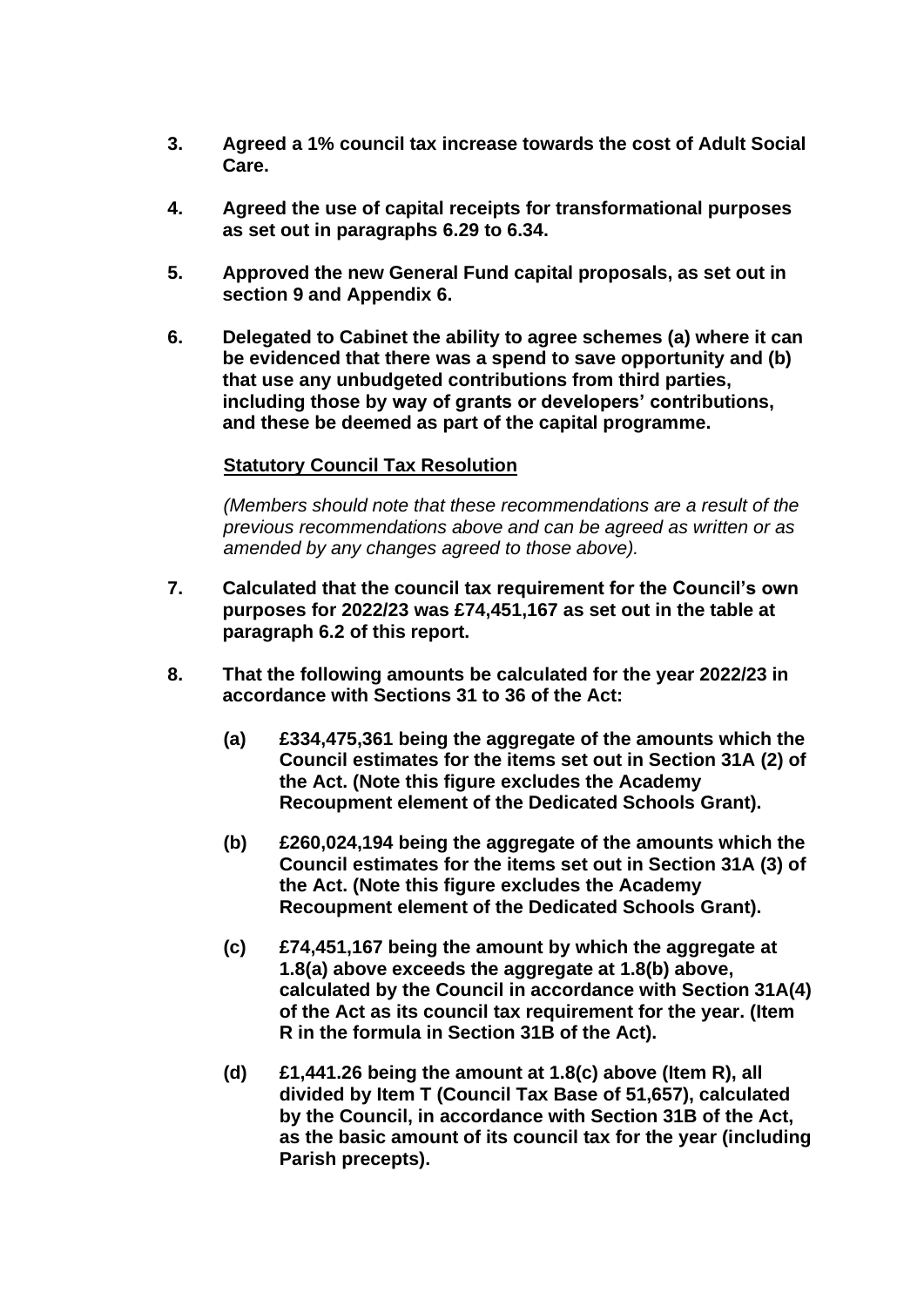3. **Agreed a 1% council tax increase towards the cost of Adult Social Care.**

4. **Agreed the use of capital receipts for transformational purposes as set out in paragraphs 6.29 to 6.34.**

5. **Approved the new General Fund capital proposals, as set out in section 9 and Appendix 6.**

6. **Delegated to Cabinet the ability to agree schemes (a) where it can be evidenced that there was a spend to save opportunity and (b) that use any unbudgeted contributions from third parties, including those by way of grants or developers' contributions, and these be deemed as part of the capital programme.**

**Statutory Council Tax Resolution**

*(Members should note that these recommendations are a result of the previous recommendations above and can be agreed as written or as amended by any changes agreed to those above).*

7. **Calculated that the council tax requirement for the Council's own purposes for 2022/23 was £74,451,167 as set out in the table at paragraph 6.2 of this report.**

8. **That the following amounts be calculated for the year 2022/23 in accordance with Sections 31 to 36 of the Act:**

   **(a) £334,475,361 being the aggregate of the amounts which the Council estimates for the items set out in Section 31A (2) of the Act. (Note this figure excludes the Academy Recoupment element of the Dedicated Schools Grant).**

   **(b) £260,024,194 being the aggregate of the amounts which the Council estimates for the items set out in Section 31A (3) of the Act. (Note this figure excludes the Academy Recoupment element of the Dedicated Schools Grant).**

   **(c) £74,451,167 being the amount by which the aggregate at 1.8(a) above exceeds the aggregate at 1.8(b) above, calculated by the Council in accordance with Section 31A(4) of the Act as its council tax requirement for the year. (Item R in the formula in Section 31B of the Act).**

   **(d) £1,441.26 being the amount at 1.8(c) above (Item R), all divided by Item T (Council Tax Base of 51,657), calculated by the Council, in accordance with Section 31B of the Act, as the basic amount of its council tax for the year (including Parish precepts).**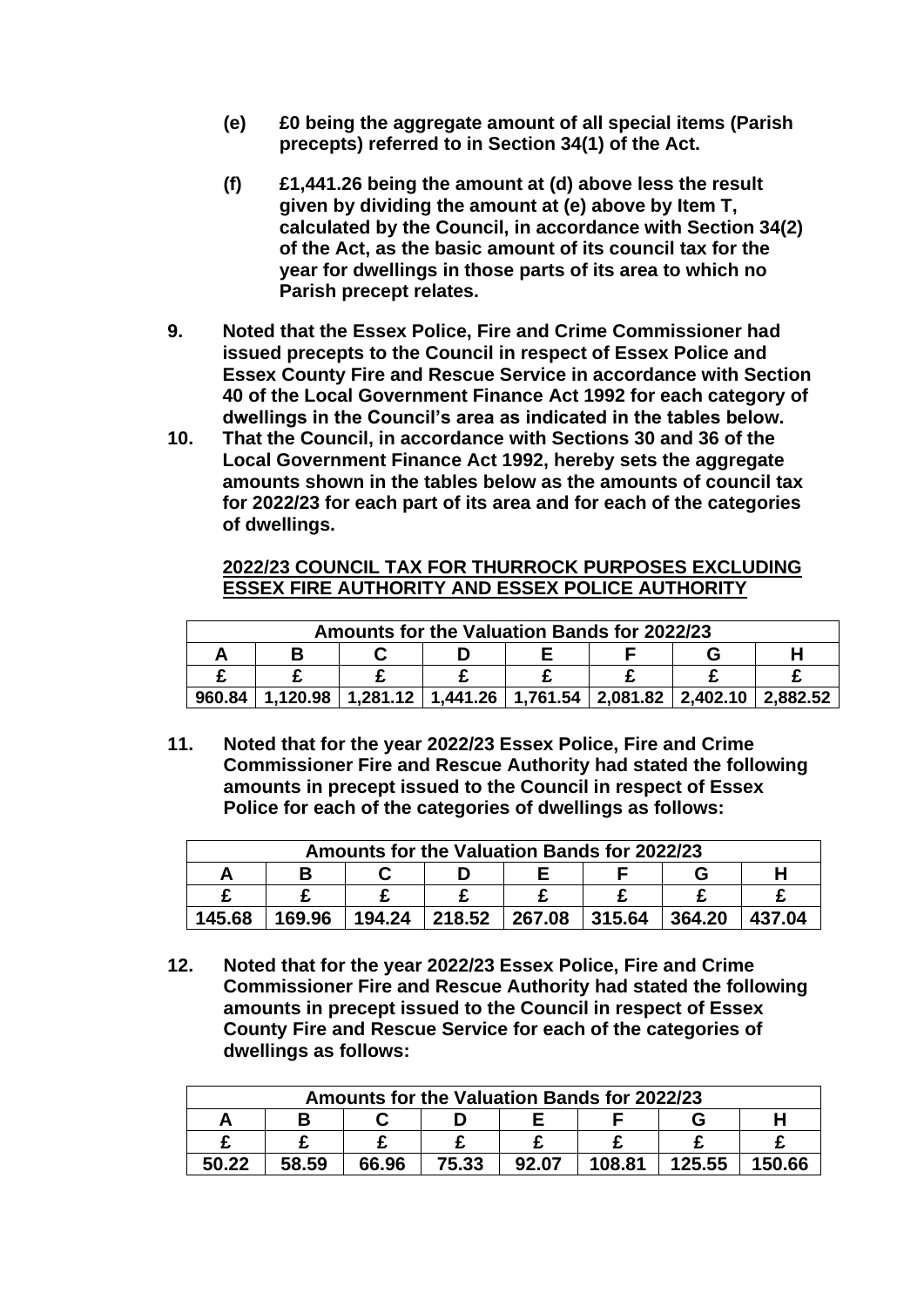**(e) £0 being the aggregate amount of all special items (Parish precepts) referred to in Section 34(1) of the Act.**

**(f) £1,441.26 being the amount at (d) above less the result given by dividing the amount at (e) above by Item T, calculated by the Council, in accordance with Section 34(2) of the Act, as the basic amount of its council tax for the year for dwellings in those parts of its area to which no Parish precept relates.**

**9. Noted that the Essex Police, Fire and Crime Commissioner had issued precepts to the Council in respect of Essex Police and Essex County Fire and Rescue Service in accordance with Section 40 of the Local Government Finance Act 1992 for each category of dwellings in the Council's area as indicated in the tables below.**

**10. That the Council, in accordance with Sections 30 and 36 of the Local Government Finance Act 1992, hereby sets the aggregate amounts shown in the tables below as the amounts of council tax for 2022/23 for each part of its area and for each of the categories of dwellings.**

**<u>2022/23 COUNCIL TAX FOR THURROCK PURPOSES EXCLUDING ESSEX FIRE AUTHORITY AND ESSEX POLICE AUTHORITY</u>**

| Amounts for the Valuation Bands for 2022/23 | | | | | | | |
|---|---|---|---|---|---|---|---|
| A | B | C | D | E | F | G | H |
| £ | £ | £ | £ | £ | £ | £ | £ |
| 960.84 | 1,120.98 | 1,281.12 | 1,441.26 | 1,761.54 | 2,081.82 | 2,402.10 | 2,882.52 |

**11. Noted that for the year 2022/23 Essex Police, Fire and Crime Commissioner Fire and Rescue Authority had stated the following amounts in precept issued to the Council in respect of Essex Police for each of the categories of dwellings as follows:**

| Amounts for the Valuation Bands for 2022/23 | | | | | | | |
|---|---|---|---|---|---|---|---|
| A | B | C | D | E | F | G | H |
| £ | £ | £ | £ | £ | £ | £ | £ |
| 145.68 | 169.96 | 194.24 | 218.52 | 267.08 | 315.64 | 364.20 | 437.04 |

**12. Noted that for the year 2022/23 Essex Police, Fire and Crime Commissioner Fire and Rescue Authority had stated the following amounts in precept issued to the Council in respect of Essex County Fire and Rescue Service for each of the categories of dwellings as follows:**

| Amounts for the Valuation Bands for 2022/23 | | | | | | | |
|---|---|---|---|---|---|---|---|
| A | B | C | D | E | F | G | H |
| £ | £ | £ | £ | £ | £ | £ | £ |
| 50.22 | 58.59 | 66.96 | 75.33 | 92.07 | 108.81 | 125.55 | 150.66 |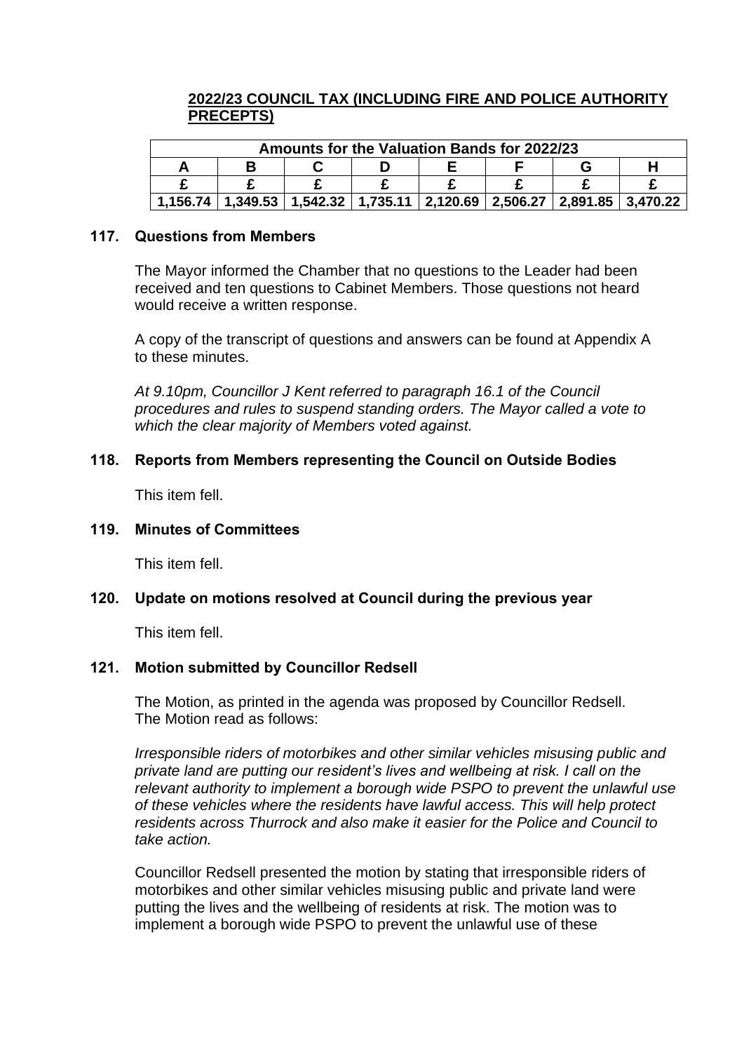**2022/23 COUNCIL TAX (INCLUDING FIRE AND POLICE AUTHORITY PRECEPTS)**

| Amounts for the Valuation Bands for 2022/23 | | | | | | | |
|---|---|---|---|---|---|---|---|
| A | B | C | D | E | F | G | H |
| £ | £ | £ | £ | £ | £ | £ | £ |
| 1,156.74 | 1,349.53 | 1,542.32 | 1,735.11 | 2,120.69 | 2,506.27 | 2,891.85 | 3,470.22 |

## 117. Questions from Members

The Mayor informed the Chamber that no questions to the Leader had been received and ten questions to Cabinet Members. Those questions not heard would receive a written response.

A copy of the transcript of questions and answers can be found at Appendix A to these minutes.

*At 9.10pm, Councillor J Kent referred to paragraph 16.1 of the Council procedures and rules to suspend standing orders. The Mayor called a vote to which the clear majority of Members voted against.*

## 118. Reports from Members representing the Council on Outside Bodies

This item fell.

## 119. Minutes of Committees

This item fell.

## 120. Update on motions resolved at Council during the previous year

This item fell.

## 121. Motion submitted by Councillor Redsell

The Motion, as printed in the agenda was proposed by Councillor Redsell. The Motion read as follows:

*Irresponsible riders of motorbikes and other similar vehicles misusing public and private land are putting our resident's lives and wellbeing at risk. I call on the relevant authority to implement a borough wide PSPO to prevent the unlawful use of these vehicles where the residents have lawful access. This will help protect residents across Thurrock and also make it easier for the Police and Council to take action.*

Councillor Redsell presented the motion by stating that irresponsible riders of motorbikes and other similar vehicles misusing public and private land were putting the lives and the wellbeing of residents at risk. The motion was to implement a borough wide PSPO to prevent the unlawful use of these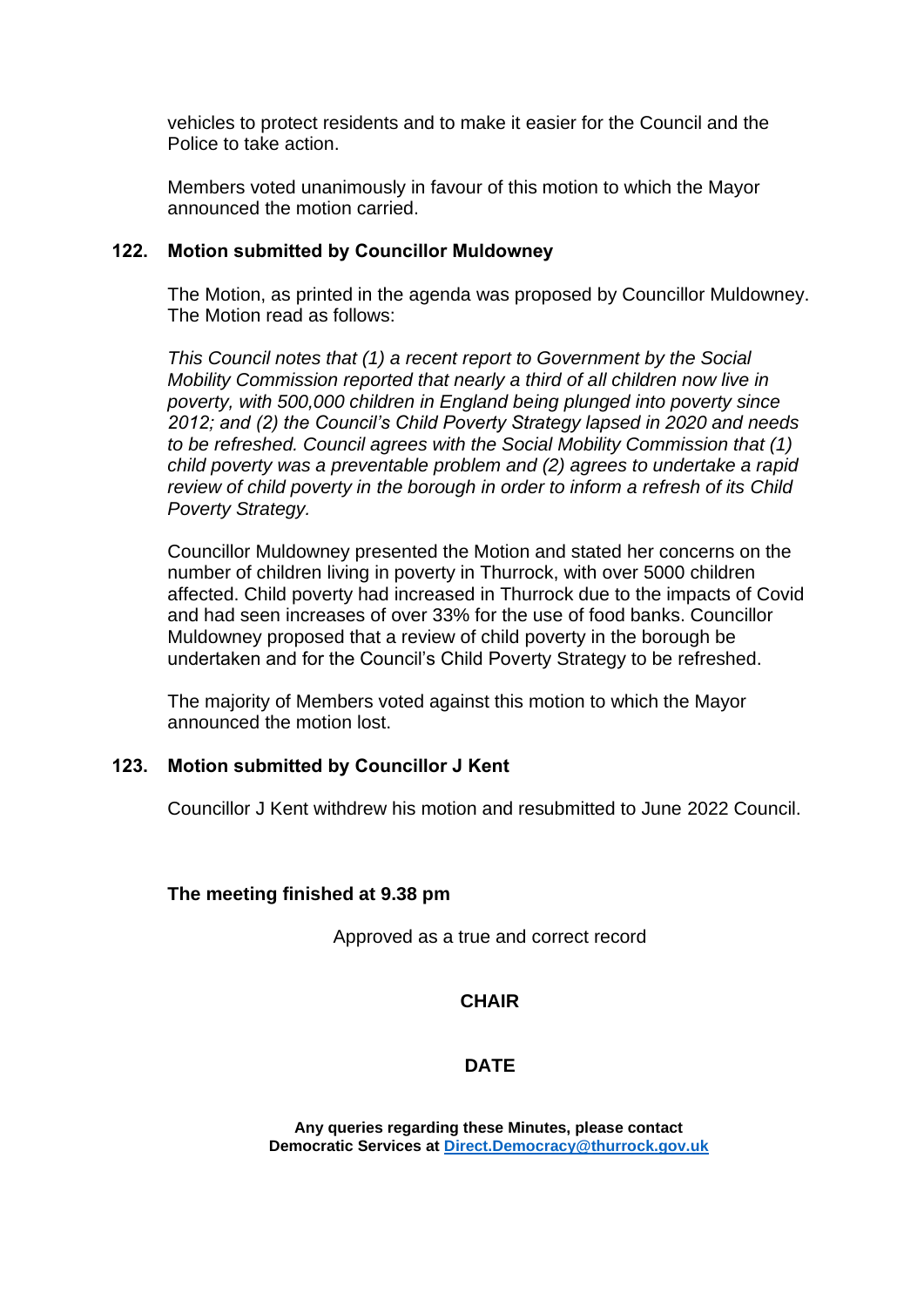vehicles to protect residents and to make it easier for the Council and the Police to take action.

Members voted unanimously in favour of this motion to which the Mayor announced the motion carried.

### 122. Motion submitted by Councillor Muldowney

The Motion, as printed in the agenda was proposed by Councillor Muldowney. The Motion read as follows:

*This Council notes that (1) a recent report to Government by the Social Mobility Commission reported that nearly a third of all children now live in poverty, with 500,000 children in England being plunged into poverty since 2012; and (2) the Council's Child Poverty Strategy lapsed in 2020 and needs to be refreshed. Council agrees with the Social Mobility Commission that (1) child poverty was a preventable problem and (2) agrees to undertake a rapid review of child poverty in the borough in order to inform a refresh of its Child Poverty Strategy.*

Councillor Muldowney presented the Motion and stated her concerns on the number of children living in poverty in Thurrock, with over 5000 children affected. Child poverty had increased in Thurrock due to the impacts of Covid and had seen increases of over 33% for the use of food banks. Councillor Muldowney proposed that a review of child poverty in the borough be undertaken and for the Council's Child Poverty Strategy to be refreshed.

The majority of Members voted against this motion to which the Mayor announced the motion lost.

### 123. Motion submitted by Councillor J Kent

Councillor J Kent withdrew his motion and resubmitted to June 2022 Council.

**The meeting finished at 9.38 pm**

Approved as a true and correct record

**CHAIR**

**DATE**

**Any queries regarding these Minutes, please contact Democratic Services at Direct.Democracy@thurrock.gov.uk**